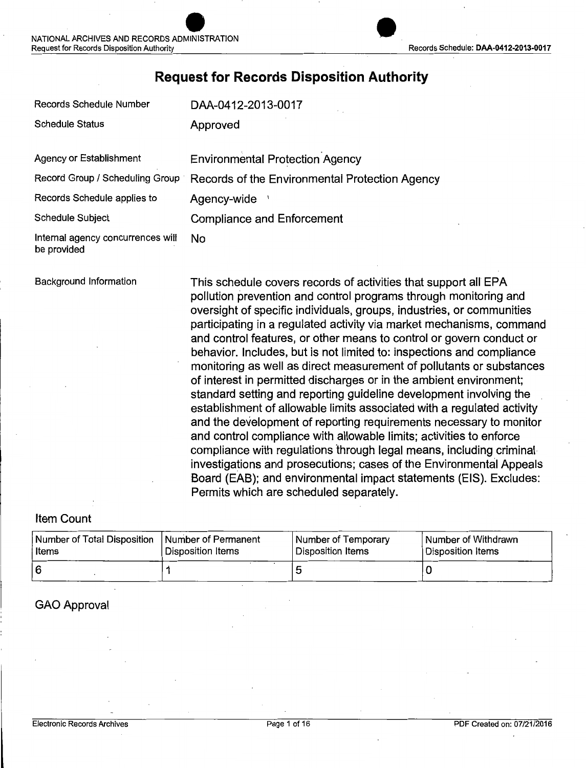# Request for Records Disposition Authority

| | |
|---|---|
| Records Schedule Number | DAA-0412-2013-0017 |
| Schedule Status | Approved |
| Agency or Establishment | Environmental Protection Agency |
| Record Group / Scheduling Group | Records of the Environmental Protection Agency |
| Records Schedule applies to | Agency-wide |
| Schedule Subject | Compliance and Enforcement |
| Internal agency concurrences will be provided | No |

**Background Information**

This schedule covers records of activities that support all EPA pollution prevention and control programs through monitoring and oversight of specific individuals, groups, industries, or communities participating in a regulated activity via market mechanisms, command and control features, or other means to control or govern conduct or behavior. Includes, but is not limited to: inspections and compliance monitoring as well as direct measurement of pollutants or substances of interest in permitted discharges or in the ambient environment; standard setting and reporting guideline development involving the establishment of allowable limits associated with a regulated activity and the development of reporting requirements necessary to monitor and control compliance with allowable limits; activities to enforce compliance with regulations through legal means, including criminal investigations and prosecutions; cases of the Environmental Appeals Board (EAB); and environmental impact statements (EIS). Excludes: Permits which are scheduled separately.

## Item Count

| Number of Total Disposition Items | Number of Permanent Disposition Items | Number of Temporary Disposition Items | Number of Withdrawn Disposition Items |
|---|---|---|---|
| 6 | 1 | 5 | 0 |

## GAO Approval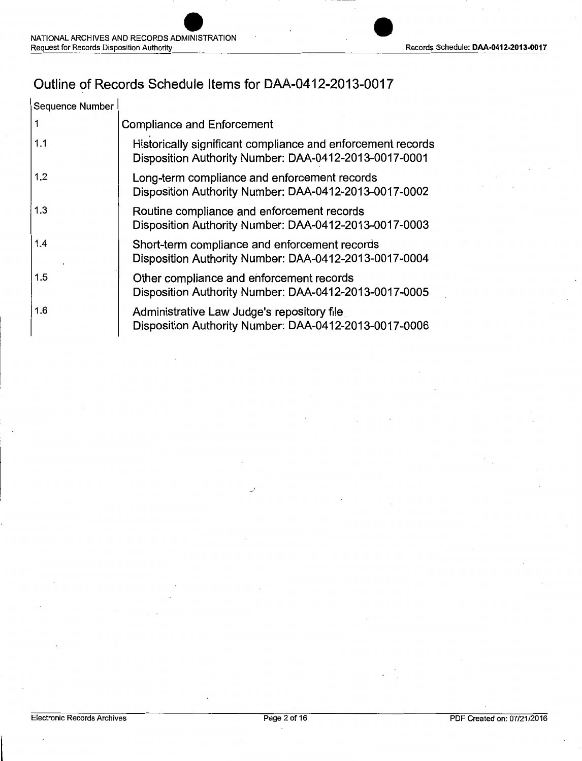# Outline of Records Schedule Items for DAA-0412-2013-0017

| Sequence Number | |
| --- | --- |
| 1 | Compliance and Enforcement |
| 1.1 | Historically significant compliance and enforcement records<br>Disposition Authority Number: DAA-0412-2013-0017-0001 |
| 1.2 | Long-term compliance and enforcement records<br>Disposition Authority Number: DAA-0412-2013-0017-0002 |
| 1.3 | Routine compliance and enforcement records<br>Disposition Authority Number: DAA-0412-2013-0017-0003 |
| 1.4 | Short-term compliance and enforcement records<br>Disposition Authority Number: DAA-0412-2013-0017-0004 |
| 1.5 | Other compliance and enforcement records<br>Disposition Authority Number: DAA-0412-2013-0017-0005 |
| 1.6 | Administrative Law Judge's repository file<br>Disposition Authority Number: DAA-0412-2013-0017-0006 |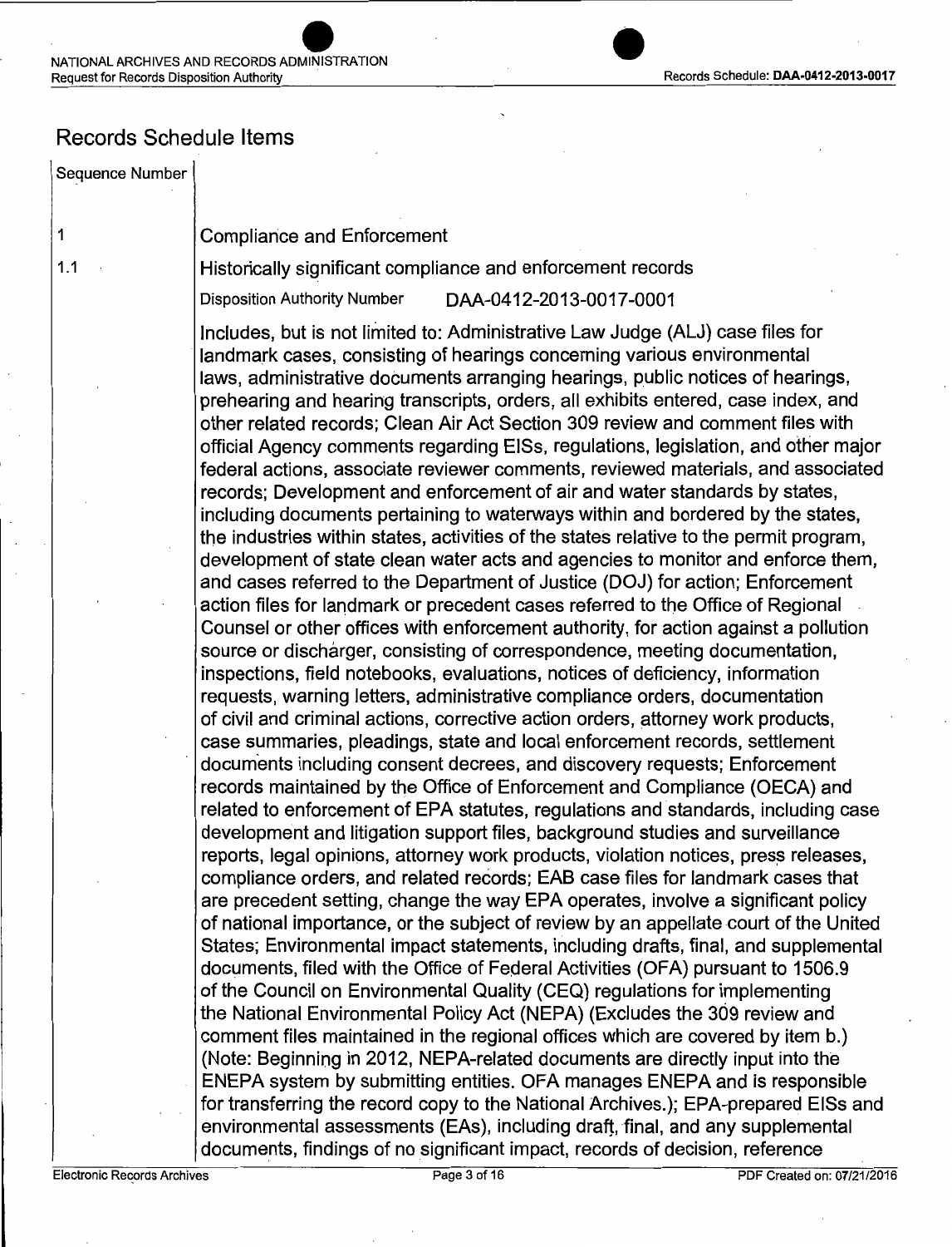## Records Schedule Items

| Sequence Number | |
|---|---|
| 1 | Compliance and Enforcement |
| 1.1 | Historically significant compliance and enforcement records |

Disposition Authority Number DAA-0412-2013-0017-0001

Includes, but is not limited to: Administrative Law Judge (ALJ) case files for landmark cases, consisting of hearings concerning various environmental laws, administrative documents arranging hearings, public notices of hearings, prehearing and hearing transcripts, orders, all exhibits entered, case index, and other related records; Clean Air Act Section 309 review and comment files with official Agency comments regarding EISs, regulations, legislation, and other major federal actions, associate reviewer comments, reviewed materials, and associated records; Development and enforcement of air and water standards by states, including documents pertaining to waterways within and bordered by the states, the industries within states, activities of the states relative to the permit program, development of state clean water acts and agencies to monitor and enforce them, and cases referred to the Department of Justice (DOJ) for action; Enforcement action files for landmark or precedent cases referred to the Office of Regional Counsel or other offices with enforcement authority, for action against a pollution source or discharger, consisting of correspondence, meeting documentation, inspections, field notebooks, evaluations, notices of deficiency, information requests, warning letters, administrative compliance orders, documentation of civil and criminal actions, corrective action orders, attorney work products, case summaries, pleadings, state and local enforcement records, settlement documents including consent decrees, and discovery requests; Enforcement records maintained by the Office of Enforcement and Compliance (OECA) and related to enforcement of EPA statutes, regulations and standards, including case development and litigation support files, background studies and surveillance reports, legal opinions, attorney work products, violation notices, press releases, compliance orders, and related records; EAB case files for landmark cases that are precedent setting, change the way EPA operates, involve a significant policy of national importance, or the subject of review by an appellate court of the United States; Environmental impact statements, including drafts, final, and supplemental documents, filed with the Office of Federal Activities (OFA) pursuant to 1506.9 of the Council on Environmental Quality (CEQ) regulations for implementing the National Environmental Policy Act (NEPA) (Excludes the 309 review and comment files maintained in the regional offices which are covered by item b.) (Note: Beginning in 2012, NEPA-related documents are directly input into the ENEPA system by submitting entities. OFA manages ENEPA and is responsible for transferring the record copy to the National Archives.); EPA-prepared EISs and environmental assessments (EAs), including draft, final, and any supplemental documents, findings of no significant impact, records of decision, reference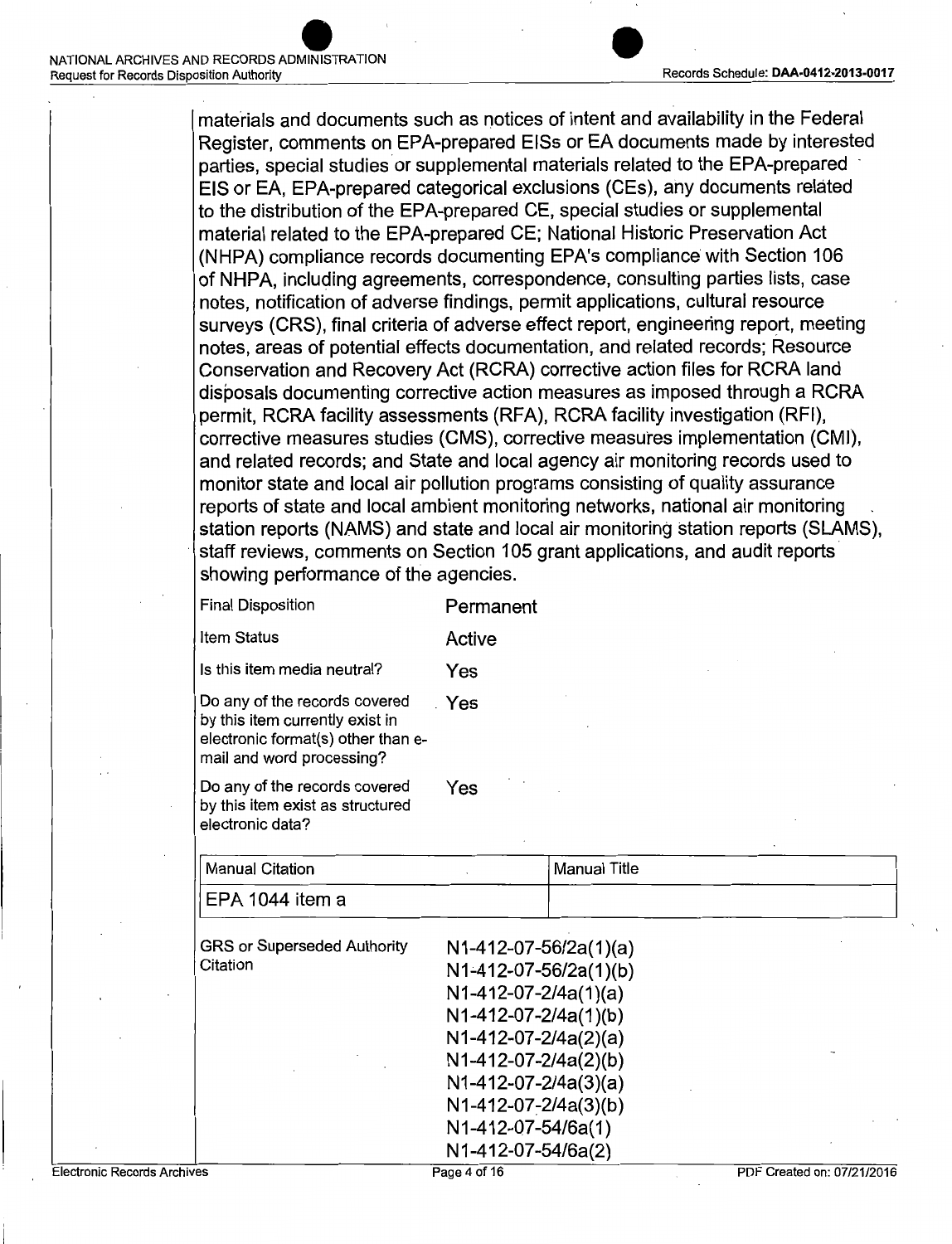materials and documents such as notices of intent and availability in the Federal Register, comments on EPA-prepared EISs or EA documents made by interested parties, special studies or supplemental materials related to the EPA-prepared EIS or EA, EPA-prepared categorical exclusions (CEs), any documents related to the distribution of the EPA-prepared CE, special studies or supplemental material related to the EPA-prepared CE; National Historic Preservation Act (NHPA) compliance records documenting EPA's compliance with Section 106 of NHPA, including agreements, correspondence, consulting parties lists, case notes, notification of adverse findings, permit applications, cultural resource surveys (CRS), final criteria of adverse effect report, engineering report, meeting notes, areas of potential effects documentation, and related records; Resource Conservation and Recovery Act (RCRA) corrective action files for RCRA land disposals documenting corrective action measures as imposed through a RCRA permit, RCRA facility assessments (RFA), RCRA facility investigation (RFI), corrective measures studies (CMS), corrective measures implementation (CMI), and related records; and State and local agency air monitoring records used to monitor state and local air pollution programs consisting of quality assurance reports of state and local ambient monitoring networks, national air monitoring station reports (NAMS) and state and local air monitoring station reports (SLAMS), staff reviews, comments on Section 105 grant applications, and audit reports showing performance of the agencies.

| | |
|---|---|
| Final Disposition | Permanent |
| Item Status | Active |
| Is this item media neutral? | Yes |
| Do any of the records covered by this item currently exist in electronic format(s) other than e-mail and word processing? | Yes |
| Do any of the records covered by this item exist as structured electronic data? | Yes |

| Manual Citation | Manual Title |
|---|---|
| EPA 1044 item a | |

GRS or Superseded Authority Citation

N1-412-07-56/2a(1)(a)
N1-412-07-56/2a(1)(b)
N1-412-07-2/4a(1)(a)
N1-412-07-2/4a(1)(b)
N1-412-07-2/4a(2)(a)
N1-412-07-2/4a(2)(b)
N1-412-07-2/4a(3)(a)
N1-412-07-2/4a(3)(b)
N1-412-07-54/6a(1)
N1-412-07-54/6a(2)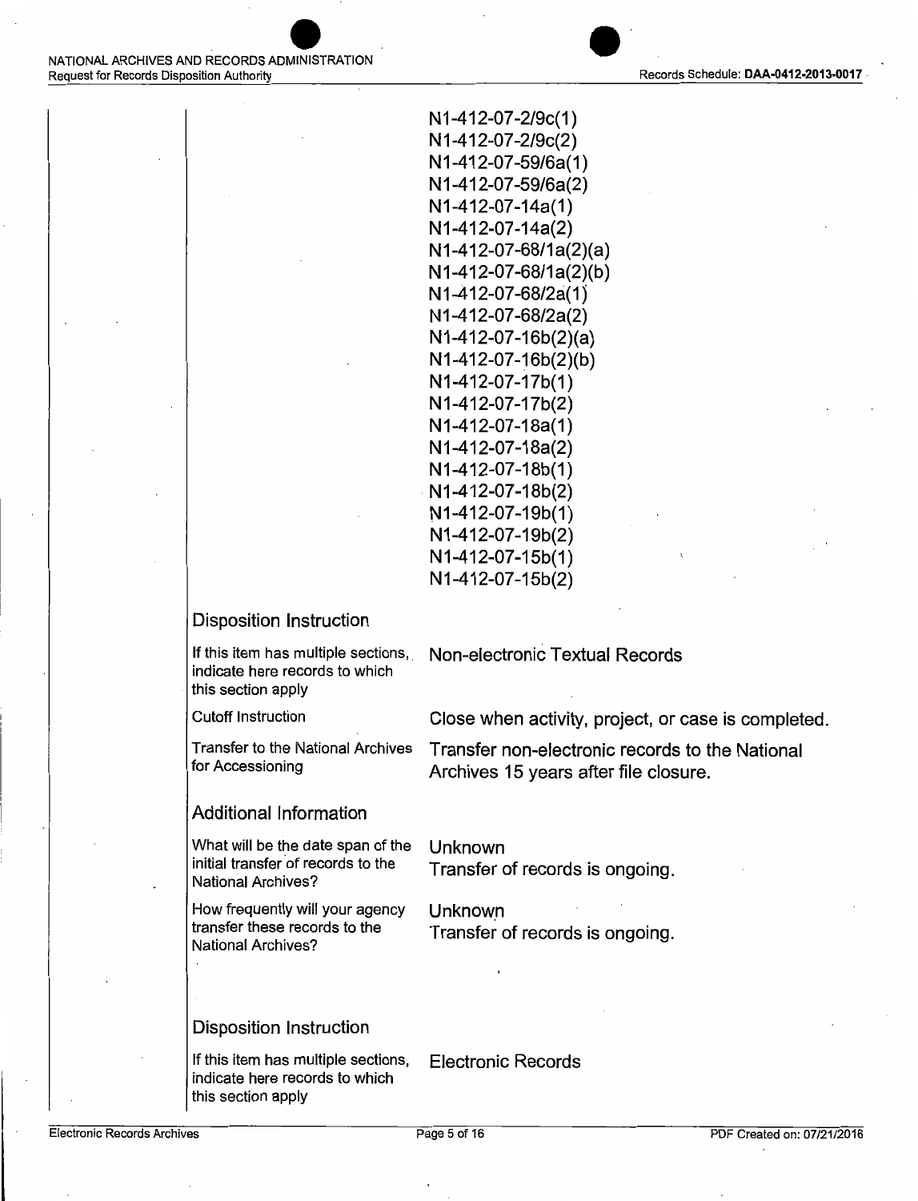N1-412-07-2/9c(1)
N1-412-07-2/9c(2)
N1-412-07-59/6a(1)
N1-412-07-59/6a(2)
N1-412-07-14a(1)
N1-412-07-14a(2)
N1-412-07-68/1a(2)(a)
N1-412-07-68/1a(2)(b)
N1-412-07-68/2a(1)
N1-412-07-68/2a(2)
N1-412-07-16b(2)(a)
N1-412-07-16b(2)(b)
N1-412-07-17b(1)
N1-412-07-17b(2)
N1-412-07-18a(1)
N1-412-07-18a(2)
N1-412-07-18b(1)
N1-412-07-18b(2)
N1-412-07-19b(1)
N1-412-07-19b(2)
N1-412-07-15b(1)
N1-412-07-15b(2)

### Disposition Instruction

| | |
|---|---|
| If this item has multiple sections, indicate here records to which this section apply | Non-electronic Textual Records |
| Cutoff Instruction | Close when activity, project, or case is completed. |
| Transfer to the National Archives for Accessioning | Transfer non-electronic records to the National Archives 15 years after file closure. |

### Additional Information

| | |
|---|---|
| What will be the date span of the initial transfer of records to the National Archives? | Unknown<br>Transfer of records is ongoing. |
| How frequently will your agency transfer these records to the National Archives? | Unknown<br>Transfer of records is ongoing. |

### Disposition Instruction

| | |
|---|---|
| If this item has multiple sections, indicate here records to which this section apply | Electronic Records |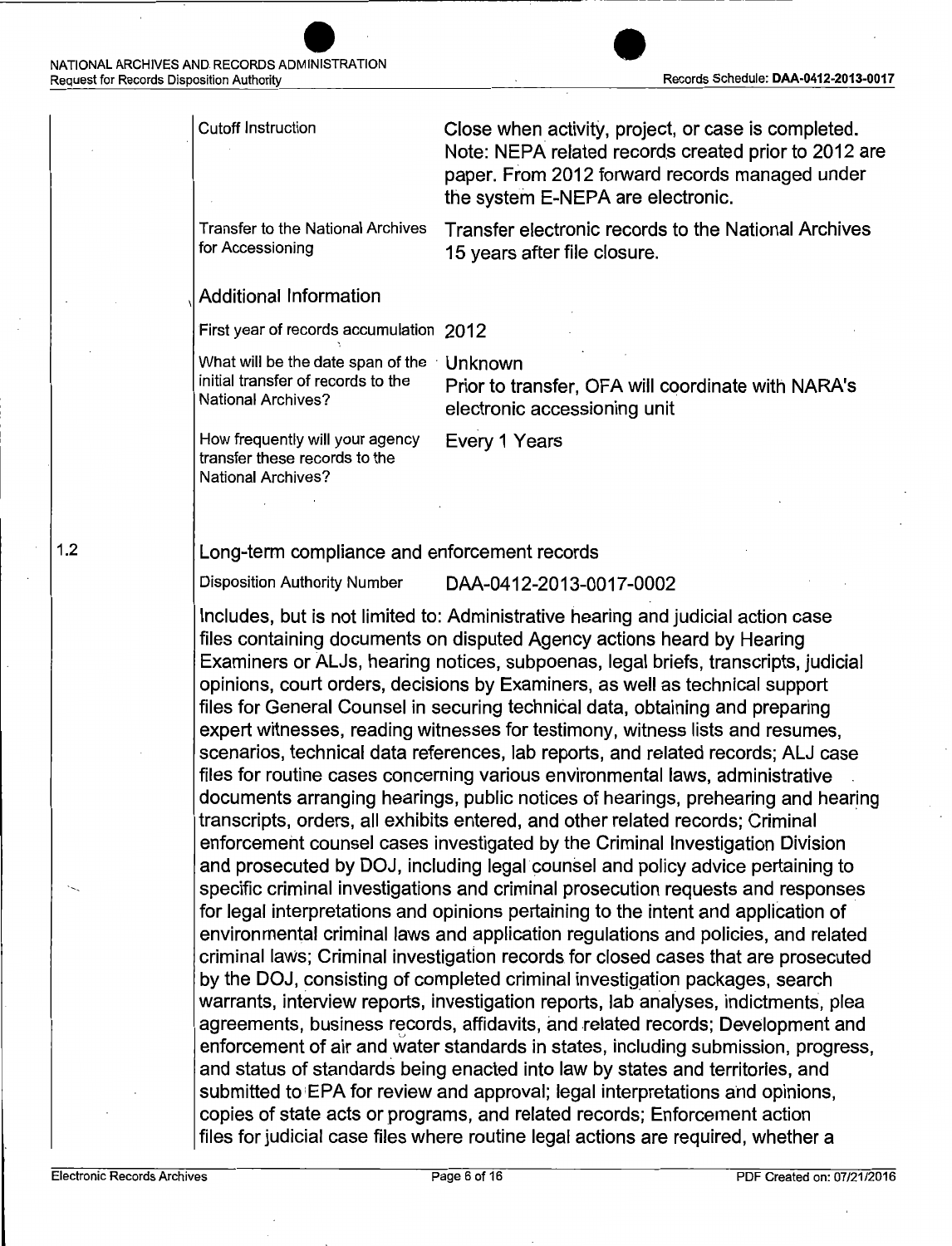| | |
|---|---|
| Cutoff Instruction | Close when activity, project, or case is completed. Note: NEPA related records created prior to 2012 are paper. From 2012 forward records managed under the system E-NEPA are electronic. |
| Transfer to the National Archives for Accessioning | Transfer electronic records to the National Archives 15 years after file closure. |

### Additional Information

| | |
|---|---|
| First year of records accumulation | 2012 |
| What will be the date span of the initial transfer of records to the National Archives? | Unknown<br>Prior to transfer, OFA will coordinate with NARA's electronic accessioning unit |
| How frequently will your agency transfer these records to the National Archives? | Every 1 Years |

## 1.2 Long-term compliance and enforcement records

Disposition Authority Number DAA-0412-2013-0017-0002

Includes, but is not limited to: Administrative hearing and judicial action case files containing documents on disputed Agency actions heard by Hearing Examiners or ALJs, hearing notices, subpoenas, legal briefs, transcripts, judicial opinions, court orders, decisions by Examiners, as well as technical support files for General Counsel in securing technical data, obtaining and preparing expert witnesses, reading witnesses for testimony, witness lists and resumes, scenarios, technical data references, lab reports, and related records; ALJ case files for routine cases concerning various environmental laws, administrative documents arranging hearings, public notices of hearings, prehearing and hearing transcripts, orders, all exhibits entered, and other related records; Criminal enforcement counsel cases investigated by the Criminal Investigation Division and prosecuted by DOJ, including legal counsel and policy advice pertaining to specific criminal investigations and criminal prosecution requests and responses for legal interpretations and opinions pertaining to the intent and application of environmental criminal laws and application regulations and policies, and related criminal laws; Criminal investigation records for closed cases that are prosecuted by the DOJ, consisting of completed criminal investigation packages, search warrants, interview reports, investigation reports, lab analyses, indictments, plea agreements, business records, affidavits, and related records; Development and enforcement of air and water standards in states, including submission, progress, and status of standards being enacted into law by states and territories, and submitted to EPA for review and approval; legal interpretations and opinions, copies of state acts or programs, and related records; Enforcement action files for judicial case files where routine legal actions are required, whether a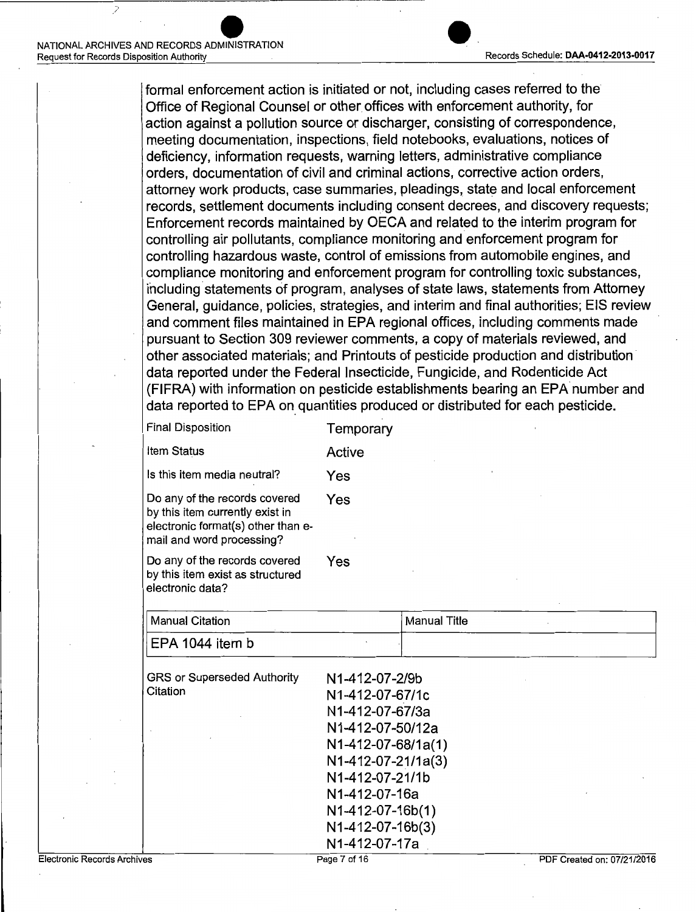formal enforcement action is initiated or not, including cases referred to the Office of Regional Counsel or other offices with enforcement authority, for action against a pollution source or discharger, consisting of correspondence, meeting documentation, inspections, field notebooks, evaluations, notices of deficiency, information requests, warning letters, administrative compliance orders, documentation of civil and criminal actions, corrective action orders, attorney work products, case summaries, pleadings, state and local enforcement records, settlement documents including consent decrees, and discovery requests; Enforcement records maintained by OECA and related to the interim program for controlling air pollutants, compliance monitoring and enforcement program for controlling hazardous waste, control of emissions from automobile engines, and compliance monitoring and enforcement program for controlling toxic substances, including statements of program, analyses of state laws, statements from Attorney General, guidance, policies, strategies, and interim and final authorities; EIS review and comment files maintained in EPA regional offices, including comments made pursuant to Section 309 reviewer comments, a copy of materials reviewed, and other associated materials; and Printouts of pesticide production and distribution data reported under the Federal Insecticide, Fungicide, and Rodenticide Act (FIFRA) with information on pesticide establishments bearing an EPA number and data reported to EPA on quantities produced or distributed for each pesticide.

| | |
|---|---|
| Final Disposition | Temporary |
| Item Status | Active |
| Is this item media neutral? | Yes |
| Do any of the records covered by this item currently exist in electronic format(s) other than e-mail and word processing? | Yes |
| Do any of the records covered by this item exist as structured electronic data? | Yes |

| Manual Citation | Manual Title |
|---|---|
| EPA 1044 item b | |

GRS or Superseded Authority Citation:

N1-412-07-2/9b
N1-412-07-67/1c
N1-412-07-67/3a
N1-412-07-50/12a
N1-412-07-68/1a(1)
N1-412-07-21/1a(3)
N1-412-07-21/1b
N1-412-07-16a
N1-412-07-16b(1)
N1-412-07-16b(3)
N1-412-07-17a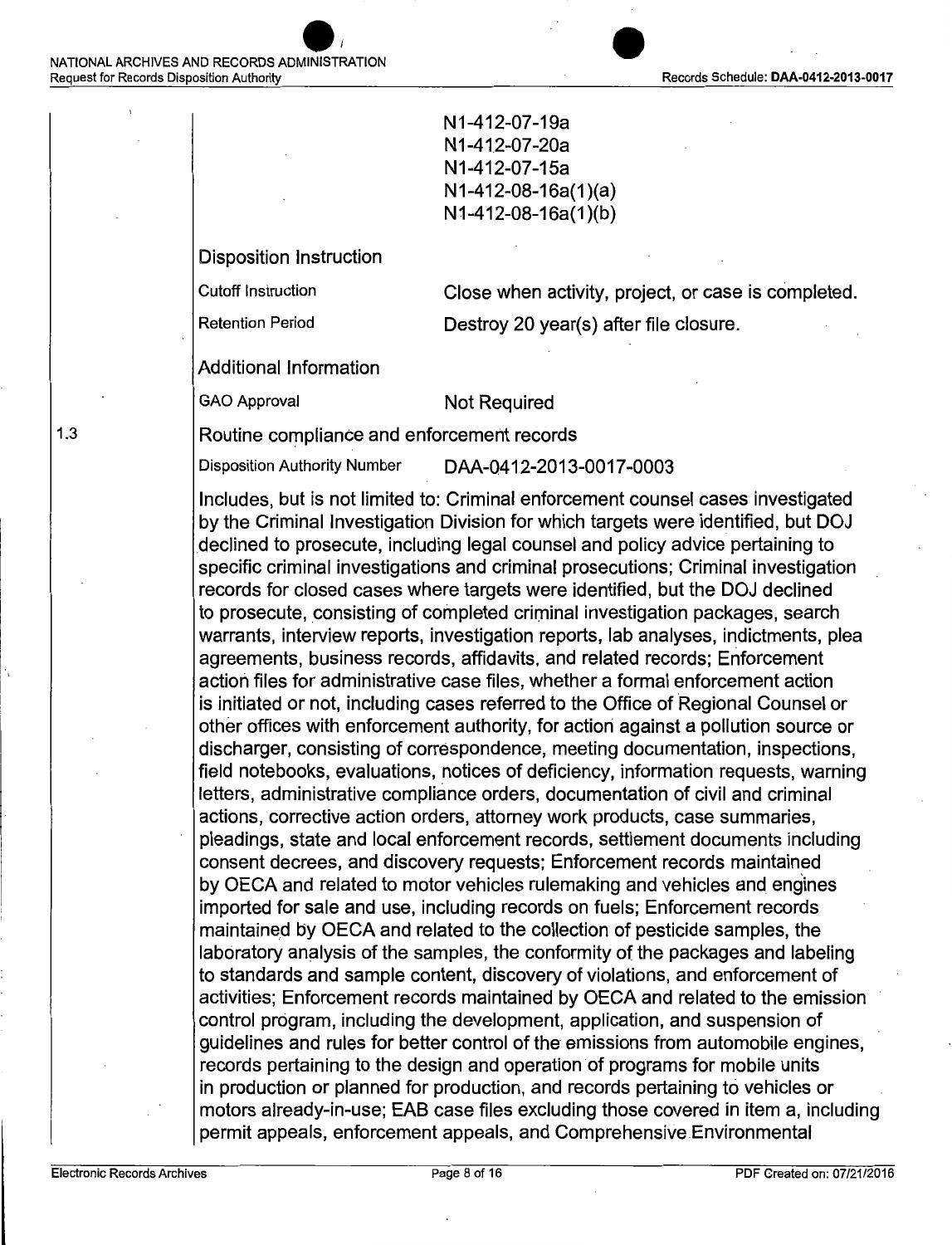N1-412-07-19a
N1-412-07-20a
N1-412-07-15a
N1-412-08-16a(1)(a)
N1-412-08-16a(1)(b)

Disposition Instruction

| | |
|---|---|
| Cutoff Instruction | Close when activity, project, or case is completed. |
| Retention Period | Destroy 20 year(s) after file closure. |

Additional Information

| | |
|---|---|
| GAO Approval | Not Required |

1.3 Routine compliance and enforcement records

Disposition Authority Number DAA-0412-2013-0017-0003

Includes, but is not limited to: Criminal enforcement counsel cases investigated by the Criminal Investigation Division for which targets were identified, but DOJ declined to prosecute, including legal counsel and policy advice pertaining to specific criminal investigations and criminal prosecutions; Criminal investigation records for closed cases where targets were identified, but the DOJ declined to prosecute, consisting of completed criminal investigation packages, search warrants, interview reports, investigation reports, lab analyses, indictments, plea agreements, business records, affidavits, and related records; Enforcement action files for administrative case files, whether a formal enforcement action is initiated or not, including cases referred to the Office of Regional Counsel or other offices with enforcement authority, for action against a pollution source or discharger, consisting of correspondence, meeting documentation, inspections, field notebooks, evaluations, notices of deficiency, information requests, warning letters, administrative compliance orders, documentation of civil and criminal actions, corrective action orders, attorney work products, case summaries, pleadings, state and local enforcement records, settlement documents including consent decrees, and discovery requests; Enforcement records maintained by OECA and related to motor vehicles rulemaking and vehicles and engines imported for sale and use, including records on fuels; Enforcement records maintained by OECA and related to the collection of pesticide samples, the laboratory analysis of the samples, the conformity of the packages and labeling to standards and sample content, discovery of violations, and enforcement of activities; Enforcement records maintained by OECA and related to the emission control program, including the development, application, and suspension of guidelines and rules for better control of the emissions from automobile engines, records pertaining to the design and operation of programs for mobile units in production or planned for production, and records pertaining to vehicles or motors already-in-use; EAB case files excluding those covered in item a, including permit appeals, enforcement appeals, and Comprehensive Environmental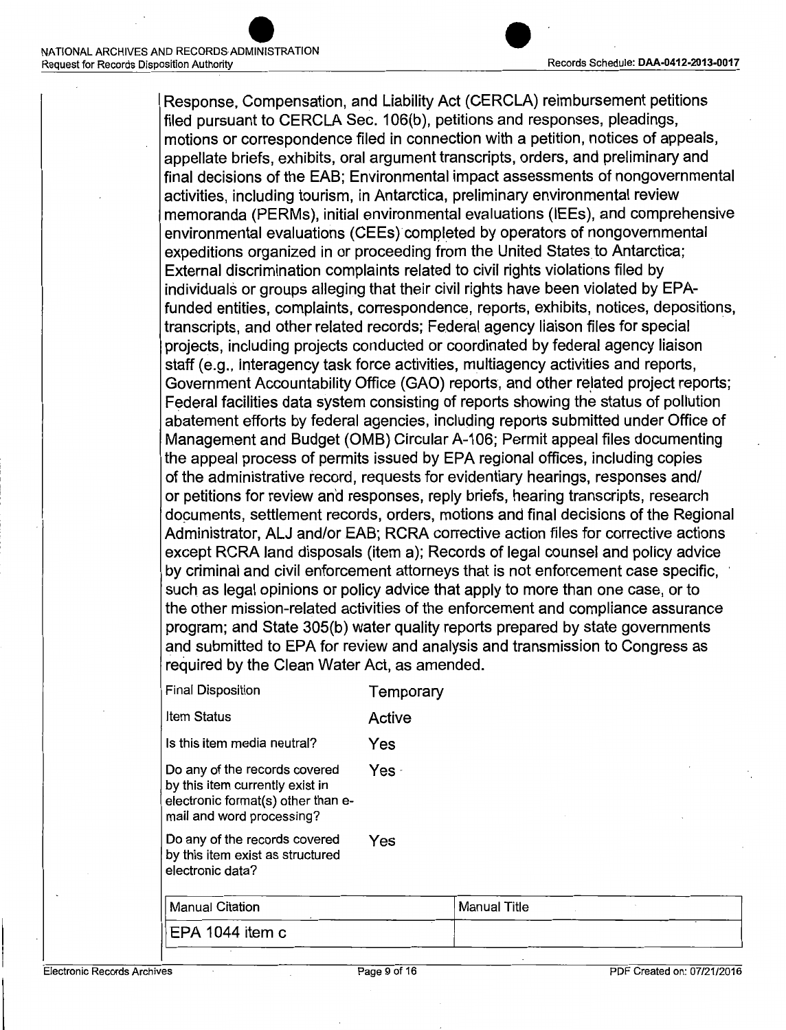Response, Compensation, and Liability Act (CERCLA) reimbursement petitions filed pursuant to CERCLA Sec. 106(b), petitions and responses, pleadings, motions or correspondence filed in connection with a petition, notices of appeals, appellate briefs, exhibits, oral argument transcripts, orders, and preliminary and final decisions of the EAB; Environmental impact assessments of nongovernmental activities, including tourism, in Antarctica, preliminary environmental review memoranda (PERMs), initial environmental evaluations (IEEs), and comprehensive environmental evaluations (CEEs) completed by operators of nongovernmental expeditions organized in or proceeding from the United States to Antarctica; External discrimination complaints related to civil rights violations filed by individuals or groups alleging that their civil rights have been violated by EPA-funded entities, complaints, correspondence, reports, exhibits, notices, depositions, transcripts, and other related records; Federal agency liaison files for special projects, including projects conducted or coordinated by federal agency liaison staff (e.g., interagency task force activities, multiagency activities and reports, Government Accountability Office (GAO) reports, and other related project reports; Federal facilities data system consisting of reports showing the status of pollution abatement efforts by federal agencies, including reports submitted under Office of Management and Budget (OMB) Circular A-106; Permit appeal files documenting the appeal process of permits issued by EPA regional offices, including copies of the administrative record, requests for evidentiary hearings, responses and/or petitions for review and responses, reply briefs, hearing transcripts, research documents, settlement records, orders, motions and final decisions of the Regional Administrator, ALJ and/or EAB; RCRA corrective action files for corrective actions except RCRA land disposals (item a); Records of legal counsel and policy advice by criminal and civil enforcement attorneys that is not enforcement case specific, such as legal opinions or policy advice that apply to more than one case, or to the other mission-related activities of the enforcement and compliance assurance program; and State 305(b) water quality reports prepared by state governments and submitted to EPA for review and analysis and transmission to Congress as required by the Clean Water Act, as amended.

| | |
|---|---|
| Final Disposition | Temporary |
| Item Status | Active |
| Is this item media neutral? | Yes |
| Do any of the records covered by this item currently exist in electronic format(s) other than e-mail and word processing? | Yes |
| Do any of the records covered by this item exist as structured electronic data? | Yes |

| Manual Citation | Manual Title |
|---|---|
| EPA 1044 item c | |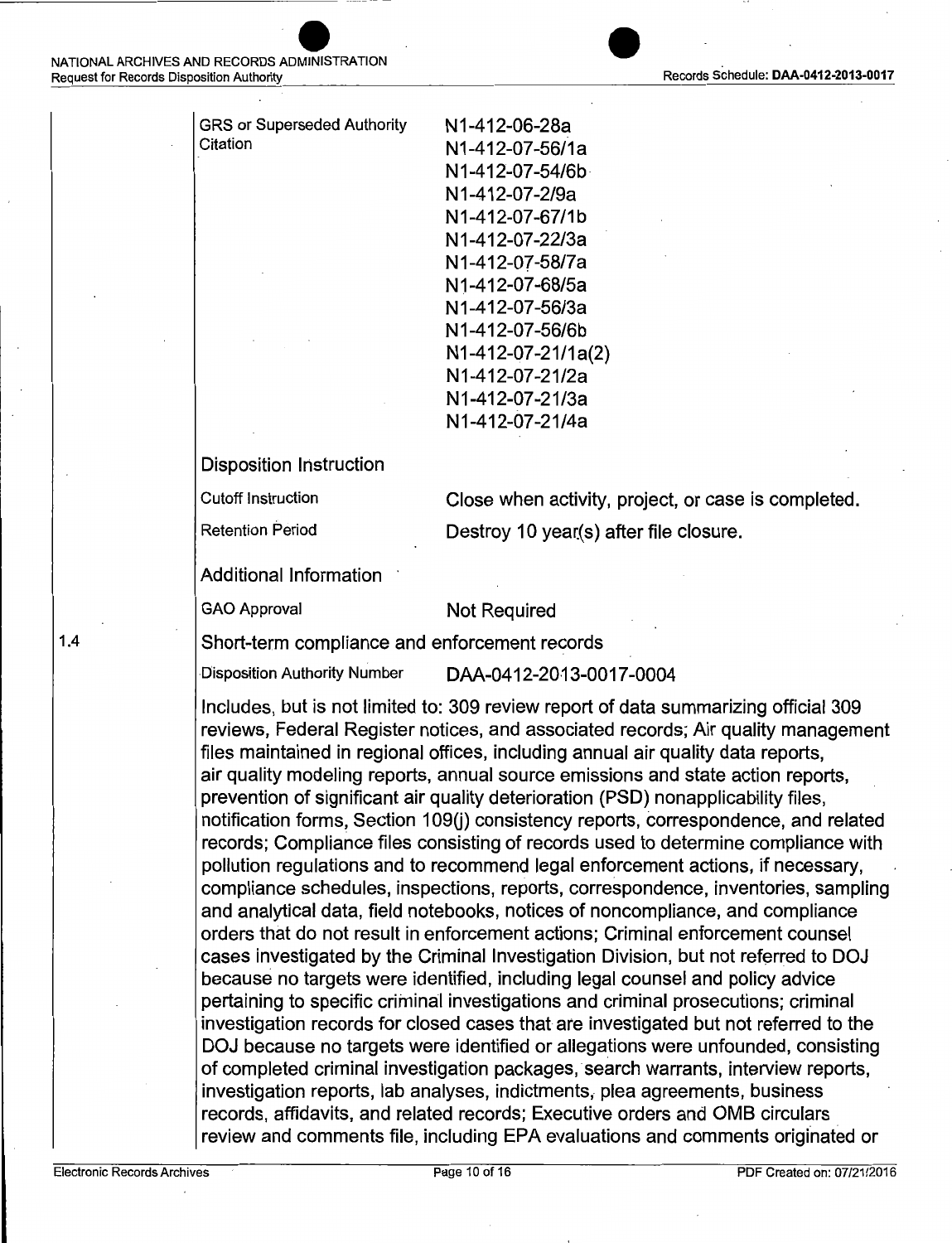GRS or Superseded Authority Citation

N1-412-06-28a
N1-412-07-56/1a
N1-412-07-54/6b
N1-412-07-2/9a
N1-412-07-67/1b
N1-412-07-22/3a
N1-412-07-58/7a
N1-412-07-68/5a
N1-412-07-56/3a
N1-412-07-56/6b
N1-412-07-21/1a(2)
N1-412-07-21/2a
N1-412-07-21/3a
N1-412-07-21/4a

**Disposition Instruction**

| | |
|---|---|
| Cutoff Instruction | Close when activity, project, or case is completed. |
| Retention Period | Destroy 10 year(s) after file closure. |

**Additional Information**

| | |
|---|---|
| GAO Approval | Not Required |

### 1.4 Short-term compliance and enforcement records

Disposition Authority Number DAA-0412-2013-0017-0004

Includes, but is not limited to: 309 review report of data summarizing official 309 reviews, Federal Register notices, and associated records; Air quality management files maintained in regional offices, including annual air quality data reports, air quality modeling reports, annual source emissions and state action reports, prevention of significant air quality deterioration (PSD) nonapplicability files, notification forms, Section 109(j) consistency reports, correspondence, and related records; Compliance files consisting of records used to determine compliance with pollution regulations and to recommend legal enforcement actions, if necessary, compliance schedules, inspections, reports, correspondence, inventories, sampling and analytical data, field notebooks, notices of noncompliance, and compliance orders that do not result in enforcement actions; Criminal enforcement counsel cases investigated by the Criminal Investigation Division, but not referred to DOJ because no targets were identified, including legal counsel and policy advice pertaining to specific criminal investigations and criminal prosecutions; criminal investigation records for closed cases that are investigated but not referred to the DOJ because no targets were identified or allegations were unfounded, consisting of completed criminal investigation packages, search warrants, interview reports, investigation reports, lab analyses, indictments, plea agreements, business records, affidavits, and related records; Executive orders and OMB circulars review and comments file, including EPA evaluations and comments originated or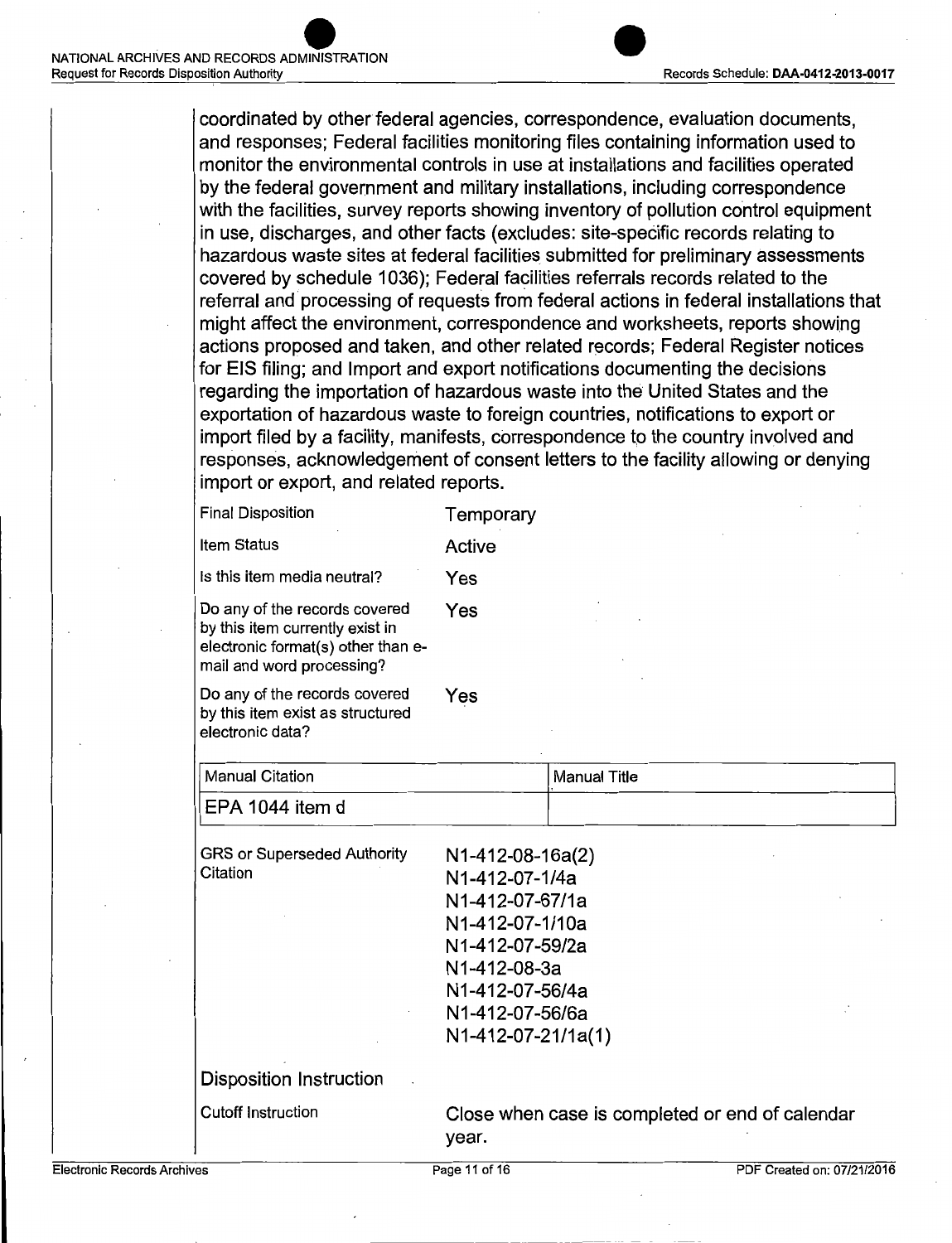coordinated by other federal agencies, correspondence, evaluation documents, and responses; Federal facilities monitoring files containing information used to monitor the environmental controls in use at installations and facilities operated by the federal government and military installations, including correspondence with the facilities, survey reports showing inventory of pollution control equipment in use, discharges, and other facts (excludes: site-specific records relating to hazardous waste sites at federal facilities submitted for preliminary assessments covered by schedule 1036); Federal facilities referrals records related to the referral and processing of requests from federal actions in federal installations that might affect the environment, correspondence and worksheets, reports showing actions proposed and taken, and other related records; Federal Register notices for EIS filing; and Import and export notifications documenting the decisions regarding the importation of hazardous waste into the United States and the exportation of hazardous waste to foreign countries, notifications to export or import filed by a facility, manifests, correspondence to the country involved and responses, acknowledgement of consent letters to the facility allowing or denying import or export, and related reports.

| | |
|---|---|
| Final Disposition | Temporary |
| Item Status | Active |
| Is this item media neutral? | Yes |
| Do any of the records covered by this item currently exist in electronic format(s) other than e-mail and word processing? | Yes |
| Do any of the records covered by this item exist as structured electronic data? | Yes |

| Manual Citation | Manual Title |
|---|---|
| EPA 1044 item d | |

| | |
|---|---|
| GRS or Superseded Authority Citation | N1-412-08-16a(2)<br>N1-412-07-1/4a<br>N1-412-07-67/1a<br>N1-412-07-1/10a<br>N1-412-07-59/2a<br>N1-412-08-3a<br>N1-412-07-56/4a<br>N1-412-07-56/6a<br>N1-412-07-21/1a(1) |

Disposition Instruction

| | |
|---|---|
| Cutoff Instruction | Close when case is completed or end of calendar year. |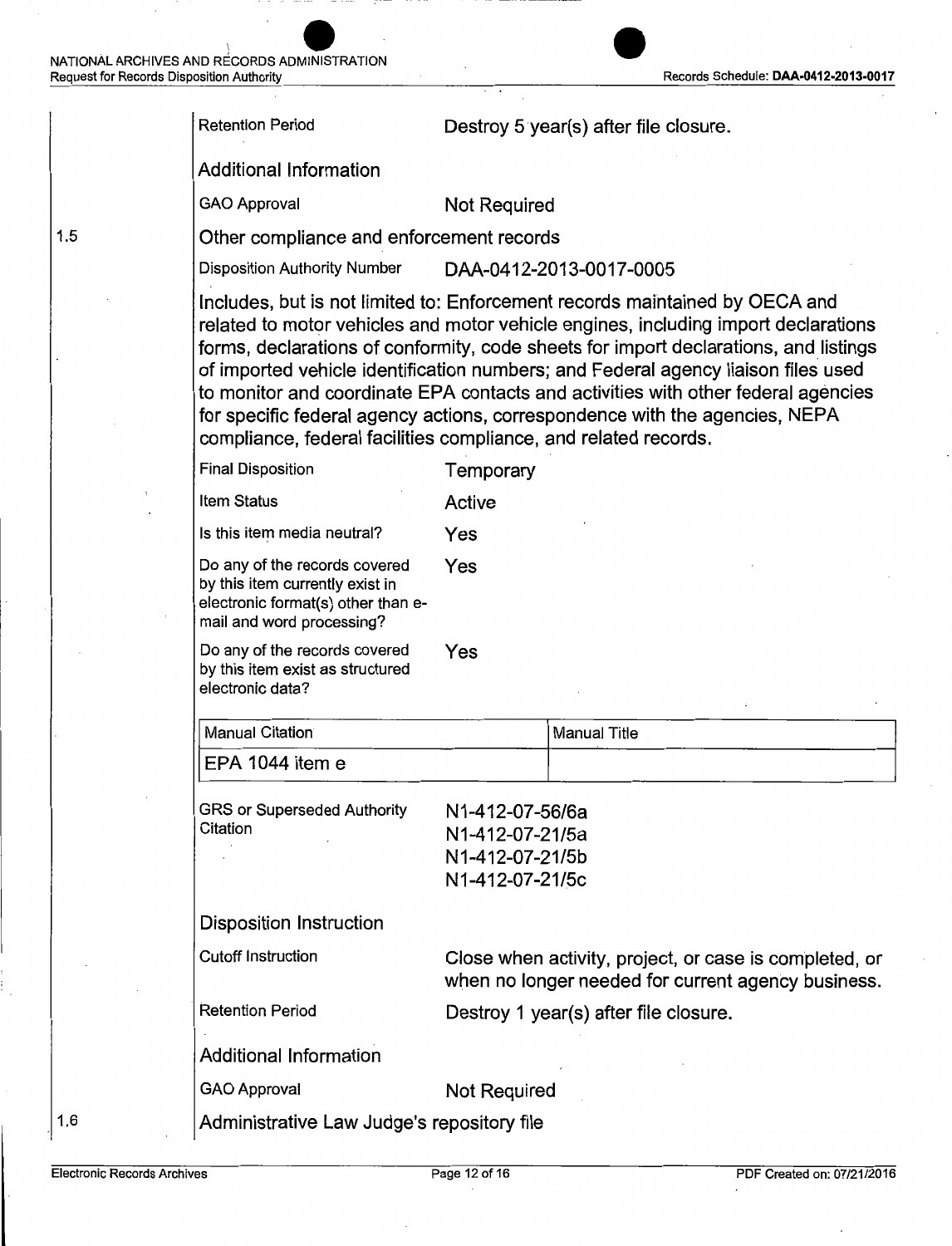| | |
|---|---|
| Retention Period | Destroy 5 year(s) after file closure. |

**Additional Information**

| | |
|---|---|
| GAO Approval | Not Required |

## 1.5 Other compliance and enforcement records

| | |
|---|---|
| Disposition Authority Number | DAA-0412-2013-0017-0005 |

Includes, but is not limited to: Enforcement records maintained by OECA and related to motor vehicles and motor vehicle engines, including import declarations forms, declarations of conformity, code sheets for import declarations, and listings of imported vehicle identification numbers; and Federal agency liaison files used to monitor and coordinate EPA contacts and activities with other federal agencies for specific federal agency actions, correspondence with the agencies, NEPA compliance, federal facilities compliance, and related records.

| | |
|---|---|
| Final Disposition | Temporary |
| Item Status | Active |
| Is this item media neutral? | Yes |
| Do any of the records covered by this item currently exist in electronic format(s) other than e-mail and word processing? | Yes |
| Do any of the records covered by this item exist as structured electronic data? | Yes |

| Manual Citation | Manual Title |
|---|---|
| EPA 1044 item e | |

| | |
|---|---|
| GRS or Superseded Authority Citation | N1-412-07-56/6a<br>N1-412-07-21/5a<br>N1-412-07-21/5b<br>N1-412-07-21/5c |

**Disposition Instruction**

| | |
|---|---|
| Cutoff Instruction | Close when activity, project, or case is completed, or when no longer needed for current agency business. |
| Retention Period | Destroy 1 year(s) after file closure. |

**Additional Information**

| | |
|---|---|
| GAO Approval | Not Required |

## 1.6 Administrative Law Judge's repository file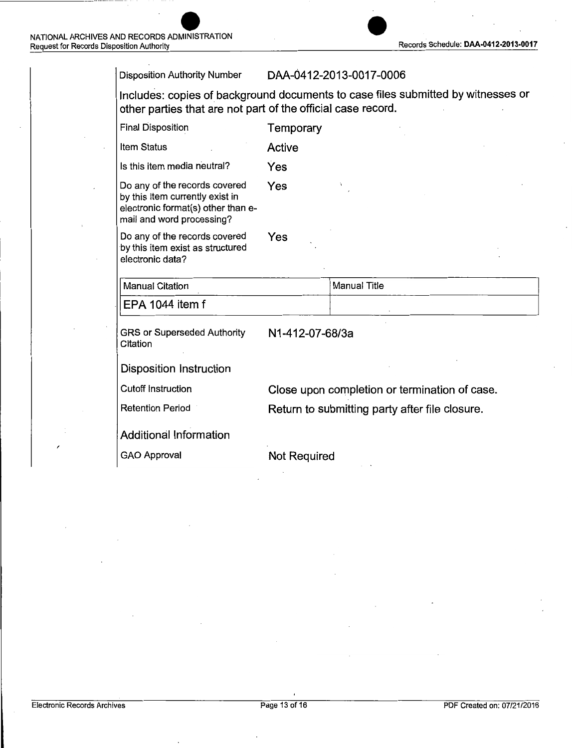| | |
|---|---|
| Disposition Authority Number | DAA-0412-2013-0017-0006 |

Includes: copies of background documents to case files submitted by witnesses or other parties that are not part of the official case record.

| | |
|---|---|
| Final Disposition | Temporary |
| Item Status | Active |
| Is this item media neutral? | Yes |
| Do any of the records covered by this item currently exist in electronic format(s) other than e-mail and word processing? | Yes |
| Do any of the records covered by this item exist as structured electronic data? | Yes |

| Manual Citation | Manual Title |
|---|---|
| EPA 1044 item f | |

| | |
|---|---|
| GRS or Superseded Authority Citation | N1-412-07-68/3a |

### Disposition Instruction

| | |
|---|---|
| Cutoff Instruction | Close upon completion or termination of case. |
| Retention Period | Return to submitting party after file closure. |

### Additional Information

| | |
|---|---|
| GAO Approval | Not Required |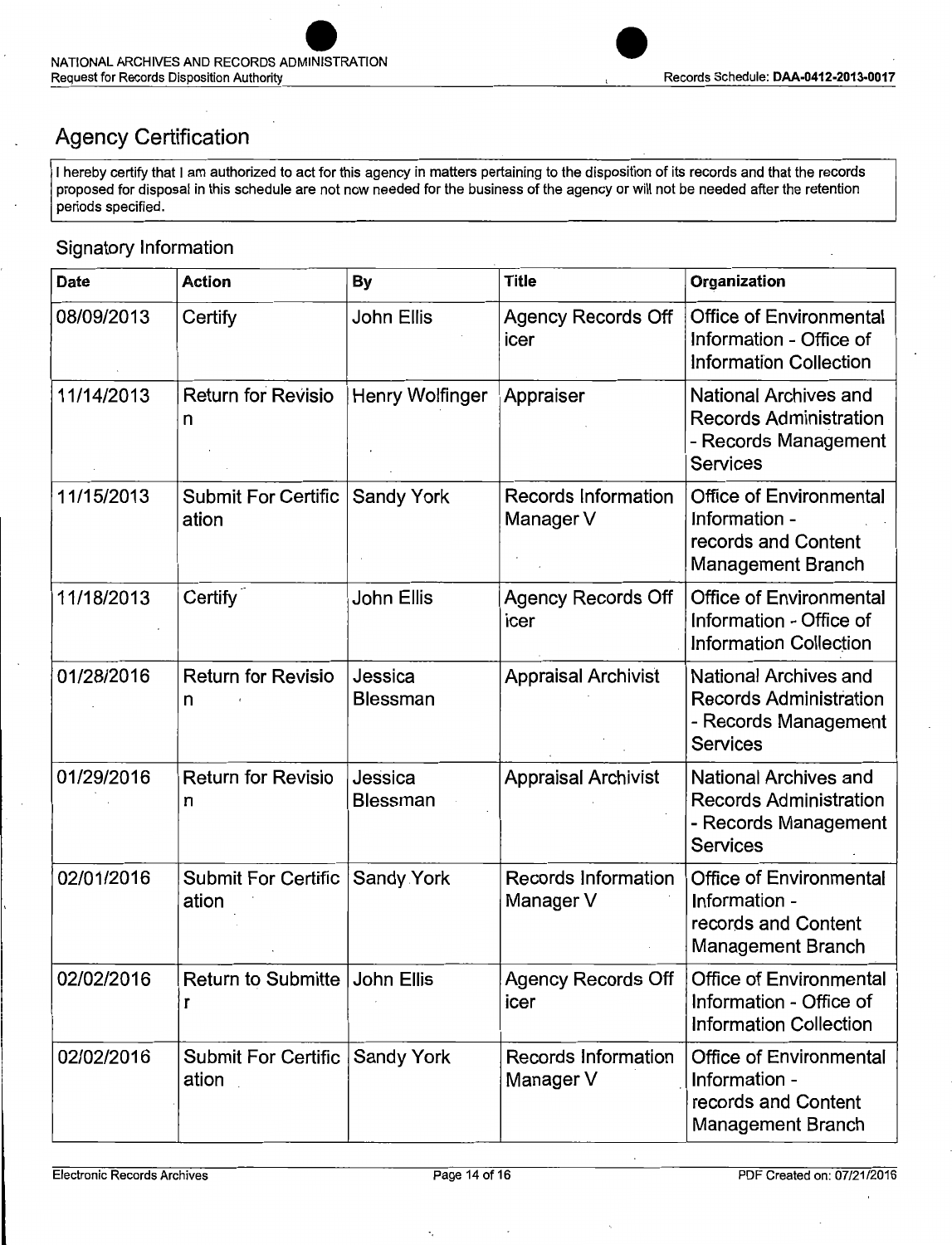## Agency Certification

I hereby certify that I am authorized to act for this agency in matters pertaining to the disposition of its records and that the records proposed for disposal in this schedule are not now needed for the business of the agency or will not be needed after the retention periods specified.

### Signatory Information

| Date | Action | By | Title | Organization |
|---|---|---|---|---|
| 08/09/2013 | Certify | John Ellis | Agency Records Officer | Office of Environmental Information - Office of Information Collection |
| 11/14/2013 | Return for Revision | Henry Wolfinger | Appraiser | National Archives and Records Administration - Records Management Services |
| 11/15/2013 | Submit For Certification | Sandy York | Records Information Manager V | Office of Environmental Information - records and Content Management Branch |
| 11/18/2013 | Certify | John Ellis | Agency Records Officer | Office of Environmental Information - Office of Information Collection |
| 01/28/2016 | Return for Revision | Jessica Blessman | Appraisal Archivist | National Archives and Records Administration - Records Management Services |
| 01/29/2016 | Return for Revision | Jessica Blessman | Appraisal Archivist | National Archives and Records Administration - Records Management Services |
| 02/01/2016 | Submit For Certification | Sandy York | Records Information Manager V | Office of Environmental Information - records and Content Management Branch |
| 02/02/2016 | Return to Submitter | John Ellis | Agency Records Officer | Office of Environmental Information - Office of Information Collection |
| 02/02/2016 | Submit For Certification | Sandy York | Records Information Manager V | Office of Environmental Information - records and Content Management Branch |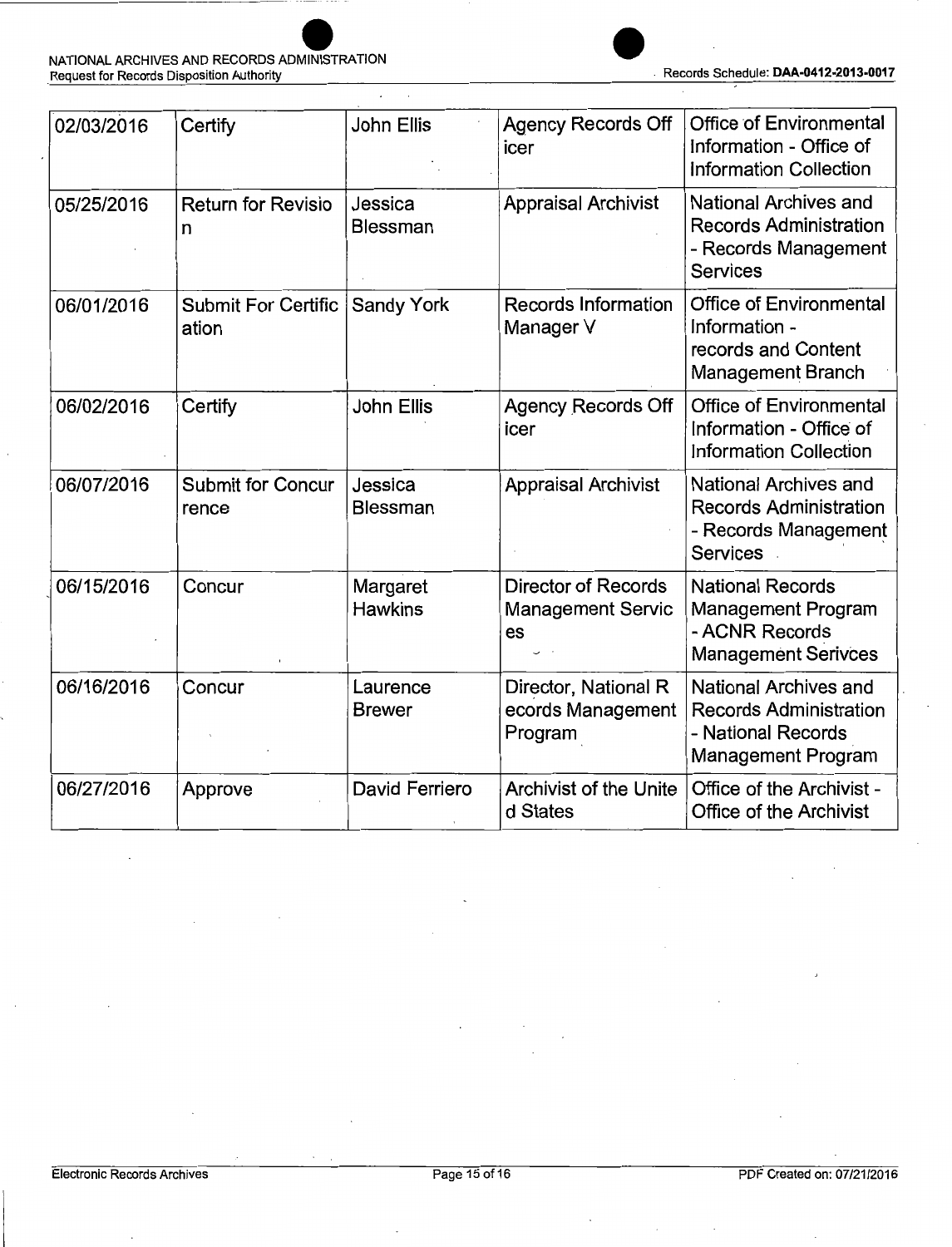| 02/03/2016 | Certify | John Ellis | Agency Records Officer | Office of Environmental Information - Office of Information Collection |
|---|---|---|---|---|
| 05/25/2016 | Return for Revision | Jessica Blessman | Appraisal Archivist | National Archives and Records Administration - Records Management Services |
| 06/01/2016 | Submit For Certification | Sandy York | Records Information Manager V | Office of Environmental Information - records and Content Management Branch |
| 06/02/2016 | Certify | John Ellis | Agency Records Officer | Office of Environmental Information - Office of Information Collection |
| 06/07/2016 | Submit for Concurrence | Jessica Blessman | Appraisal Archivist | National Archives and Records Administration - Records Management Services |
| 06/15/2016 | Concur | Margaret Hawkins | Director of Records Management Services | National Records Management Program - ACNR Records Management Serivces |
| 06/16/2016 | Concur | Laurence Brewer | Director, National Records Management Program | National Archives and Records Administration - National Records Management Program |
| 06/27/2016 | Approve | David Ferriero | Archivist of the United States | Office of the Archivist - Office of the Archivist |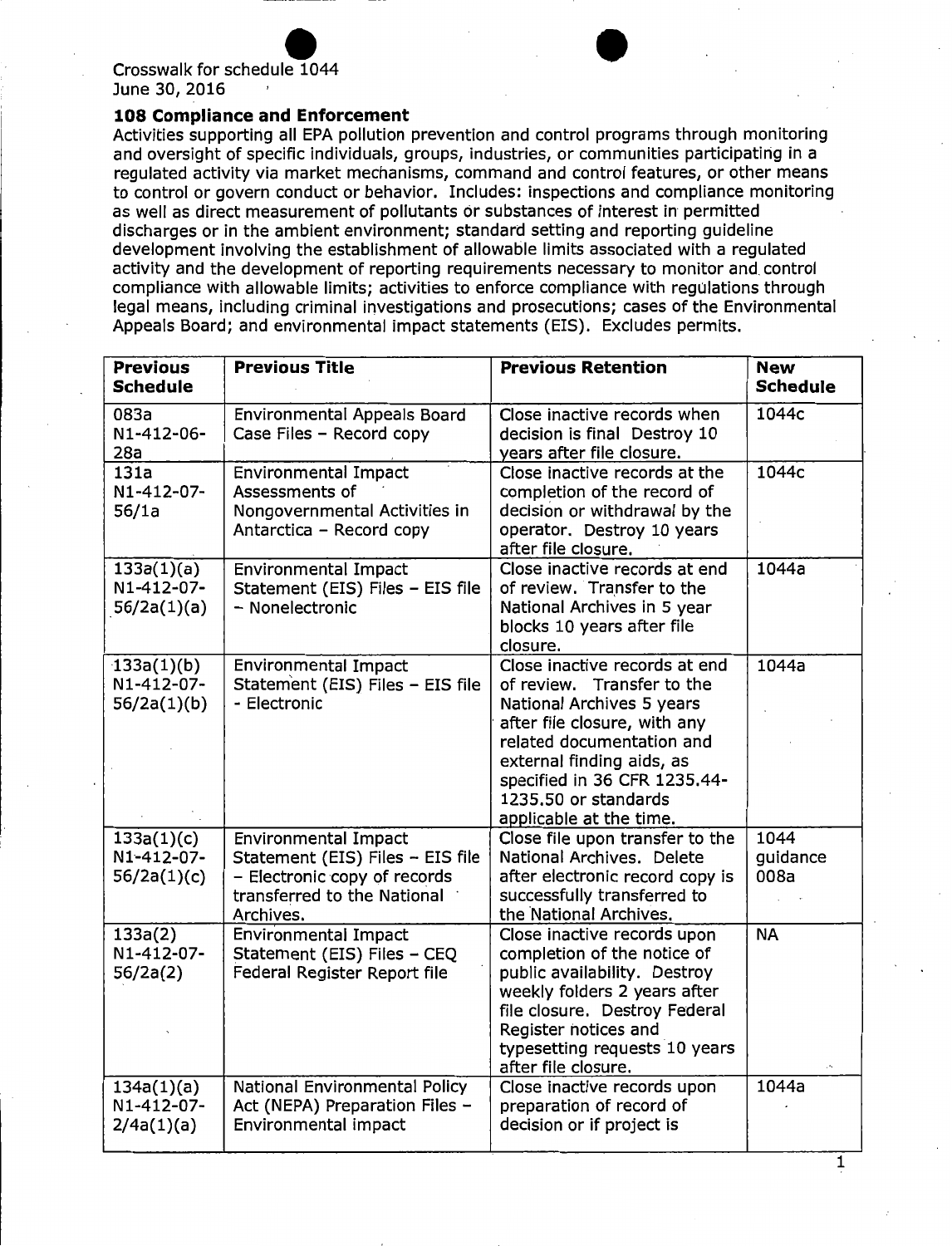Crosswalk for schedule 1044
June 30, 2016

## 108 Compliance and Enforcement

Activities supporting all EPA pollution prevention and control programs through monitoring and oversight of specific individuals, groups, industries, or communities participating in a regulated activity via market mechanisms, command and control features, or other means to control or govern conduct or behavior. Includes: inspections and compliance monitoring as well as direct measurement of pollutants or substances of interest in permitted discharges or in the ambient environment; standard setting and reporting guideline development involving the establishment of allowable limits associated with a regulated activity and the development of reporting requirements necessary to monitor and control compliance with allowable limits; activities to enforce compliance with regulations through legal means, including criminal investigations and prosecutions; cases of the Environmental Appeals Board; and environmental impact statements (EIS). Excludes permits.

| Previous Schedule | Previous Title | Previous Retention | New Schedule |
|---|---|---|---|
| 083a N1-412-06-28a | Environmental Appeals Board Case Files – Record copy | Close inactive records when decision is final Destroy 10 years after file closure. | 1044c |
| 131a N1-412-07-56/1a | Environmental Impact Assessments of Nongovernmental Activities in Antarctica – Record copy | Close inactive records at the completion of the record of decision or withdrawal by the operator. Destroy 10 years after file closure. | 1044c |
| 133a(1)(a) N1-412-07-56/2a(1)(a) | Environmental Impact Statement (EIS) Files – EIS file – Nonelectronic | Close inactive records at end of review. Transfer to the National Archives in 5 year blocks 10 years after file closure. | 1044a |
| 133a(1)(b) N1-412-07-56/2a(1)(b) | Environmental Impact Statement (EIS) Files – EIS file - Electronic | Close inactive records at end of review. Transfer to the National Archives 5 years after file closure, with any related documentation and external finding aids, as specified in 36 CFR 1235.44-1235.50 or standards applicable at the time. | 1044a |
| 133a(1)(c) N1-412-07-56/2a(1)(c) | Environmental Impact Statement (EIS) Files – EIS file – Electronic copy of records transferred to the National Archives. | Close file upon transfer to the National Archives. Delete after electronic record copy is successfully transferred to the National Archives. | 1044 guidance 008a |
| 133a(2) N1-412-07-56/2a(2) | Environmental Impact Statement (EIS) Files – CEQ Federal Register Report file | Close inactive records upon completion of the notice of public availability. Destroy weekly folders 2 years after file closure. Destroy Federal Register notices and typesetting requests 10 years after file closure. | NA |
| 134a(1)(a) N1-412-07-2/4a(1)(a) | National Environmental Policy Act (NEPA) Preparation Files – Environmental impact | Close inactive records upon preparation of record of decision or if project is | 1044a |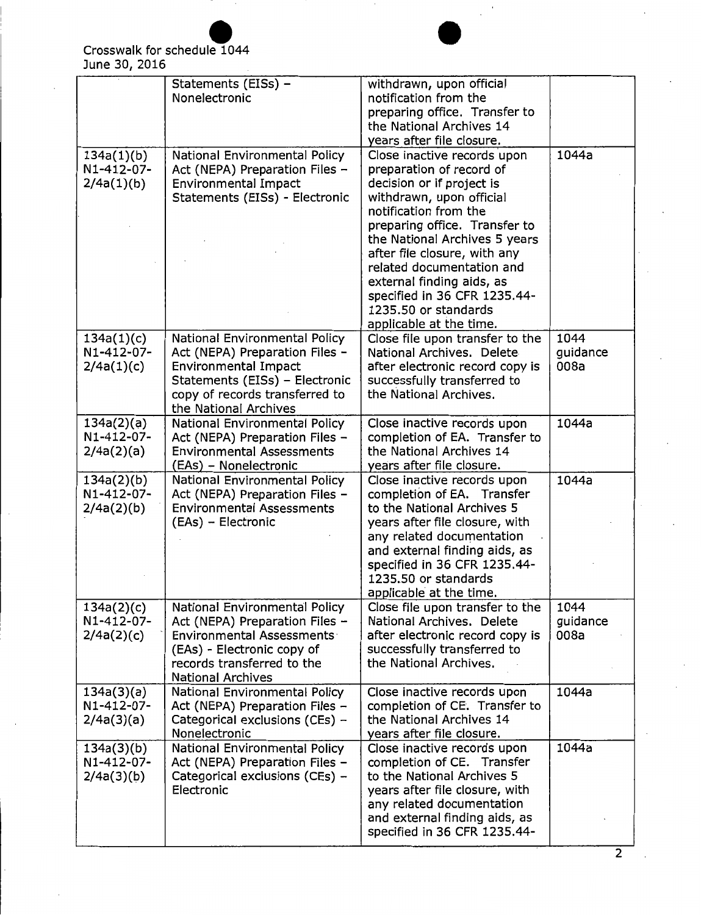Crosswalk for schedule 1044
June 30, 2016

| | | | |
|---|---|---|---|
| | Statements (EISs) – Nonelectronic | withdrawn, upon official notification from the preparing office. Transfer to the National Archives 14 years after file closure. | |
| 134a(1)(b) N1-412-07-2/4a(1)(b) | National Environmental Policy Act (NEPA) Preparation Files – Environmental Impact Statements (EISs) - Electronic | Close inactive records upon preparation of record of decision or if project is withdrawn, upon official notification from the preparing office. Transfer to the National Archives 5 years after file closure, with any related documentation and external finding aids, as specified in 36 CFR 1235.44-1235.50 or standards applicable at the time. | 1044a |
| 134a(1)(c) N1-412-07-2/4a(1)(c) | National Environmental Policy Act (NEPA) Preparation Files – Environmental Impact Statements (EISs) – Electronic copy of records transferred to the National Archives | Close file upon transfer to the National Archives. Delete after electronic record copy is successfully transferred to the National Archives. | 1044 guidance 008a |
| 134a(2)(a) N1-412-07-2/4a(2)(a) | National Environmental Policy Act (NEPA) Preparation Files – Environmental Assessments (EAs) – Nonelectronic | Close inactive records upon completion of EA. Transfer to the National Archives 14 years after file closure. | 1044a |
| 134a(2)(b) N1-412-07-2/4a(2)(b) | National Environmental Policy Act (NEPA) Preparation Files – Environmental Assessments (EAs) – Electronic | Close inactive records upon completion of EA. Transfer to the National Archives 5 years after file closure, with any related documentation and external finding aids, as specified in 36 CFR 1235.44-1235.50 or standards applicable at the time. | 1044a |
| 134a(2)(c) N1-412-07-2/4a(2)(c) | National Environmental Policy Act (NEPA) Preparation Files – Environmental Assessments (EAs) - Electronic copy of records transferred to the National Archives | Close file upon transfer to the National Archives. Delete after electronic record copy is successfully transferred to the National Archives. | 1044 guidance 008a |
| 134a(3)(a) N1-412-07-2/4a(3)(a) | National Environmental Policy Act (NEPA) Preparation Files – Categorical exclusions (CEs) – Nonelectronic | Close inactive records upon completion of CE. Transfer to the National Archives 14 years after file closure. | 1044a |
| 134a(3)(b) N1-412-07-2/4a(3)(b) | National Environmental Policy Act (NEPA) Preparation Files – Categorical exclusions (CEs) – Electronic | Close inactive records upon completion of CE. Transfer to the National Archives 5 years after file closure, with any related documentation and external finding aids, as specified in 36 CFR 1235.44- | 1044a |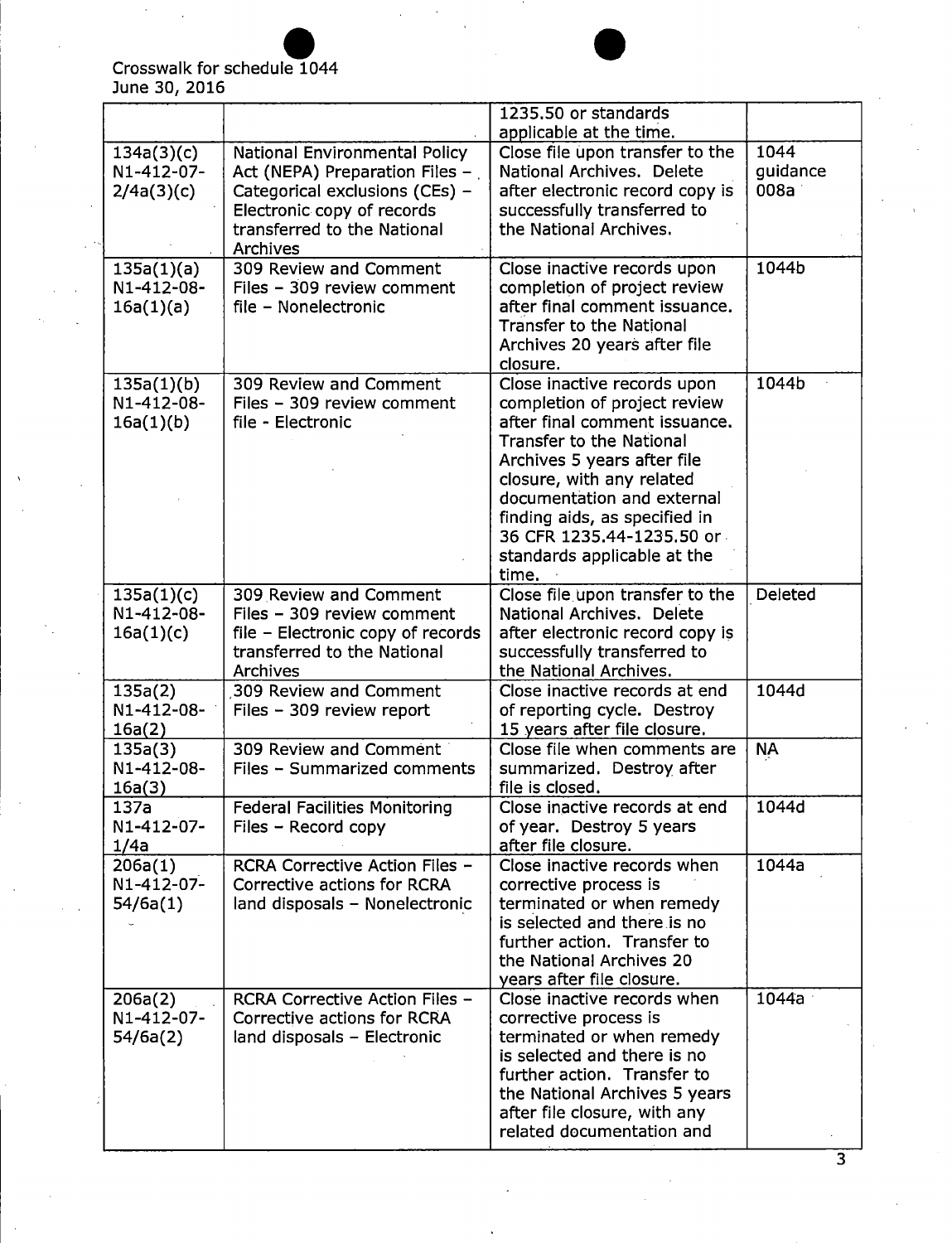Crosswalk for schedule 1044
June 30, 2016

| | | | |
|---|---|---|---|
| | | 1235.50 or standards applicable at the time. | |
| 134a(3)(c) N1-412-07-2/4a(3)(c) | National Environmental Policy Act (NEPA) Preparation Files – Categorical exclusions (CEs) – Electronic copy of records transferred to the National Archives | Close file upon transfer to the National Archives. Delete after electronic record copy is successfully transferred to the National Archives. | 1044 guidance 008a |
| 135a(1)(a) N1-412-08-16a(1)(a) | 309 Review and Comment Files – 309 review comment file – Nonelectronic | Close inactive records upon completion of project review after final comment issuance. Transfer to the National Archives 20 years after file closure. | 1044b |
| 135a(1)(b) N1-412-08-16a(1)(b) | 309 Review and Comment Files – 309 review comment file - Electronic | Close inactive records upon completion of project review after final comment issuance. Transfer to the National Archives 5 years after file closure, with any related documentation and external finding aids, as specified in 36 CFR 1235.44-1235.50 or standards applicable at the time. | 1044b |
| 135a(1)(c) N1-412-08-16a(1)(c) | 309 Review and Comment Files – 309 review comment file – Electronic copy of records transferred to the National Archives | Close file upon transfer to the National Archives. Delete after electronic record copy is successfully transferred to the National Archives. | Deleted |
| 135a(2) N1-412-08-16a(2) | 309 Review and Comment Files – 309 review report | Close inactive records at end of reporting cycle. Destroy 15 years after file closure. | 1044d |
| 135a(3) N1-412-08-16a(3) | 309 Review and Comment Files – Summarized comments | Close file when comments are summarized. Destroy after file is closed. | NA |
| 137a N1-412-07-1/4a | Federal Facilities Monitoring Files – Record copy | Close inactive records at end of year. Destroy 5 years after file closure. | 1044d |
| 206a(1) N1-412-07-54/6a(1) | RCRA Corrective Action Files – Corrective actions for RCRA land disposals – Nonelectronic | Close inactive records when corrective process is terminated or when remedy is selected and there is no further action. Transfer to the National Archives 20 years after file closure. | 1044a |
| 206a(2) N1-412-07-54/6a(2) | RCRA Corrective Action Files – Corrective actions for RCRA land disposals – Electronic | Close inactive records when corrective process is terminated or when remedy is selected and there is no further action. Transfer to the National Archives 5 years after file closure, with any related documentation and | 1044a |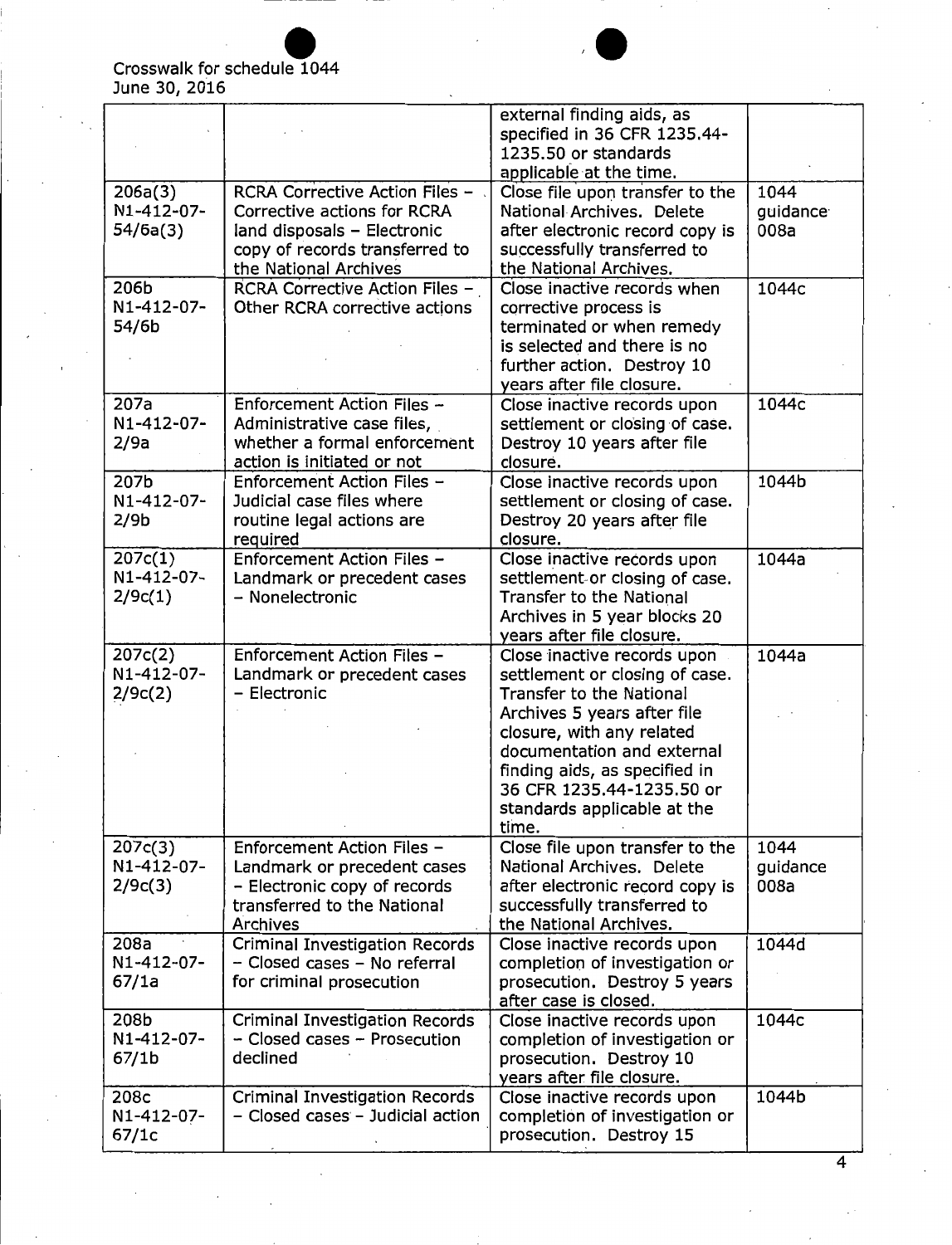| | | external finding aids, as specified in 36 CFR 1235.44-1235.50 or standards applicable at the time. | |
|---|---|---|---|
| 206a(3) N1-412-07-54/6a(3) | RCRA Corrective Action Files – Corrective actions for RCRA land disposals – Electronic copy of records transferred to the National Archives | Close file upon transfer to the National Archives. Delete after electronic record copy is successfully transferred to the National Archives. | 1044 guidance 008a |
| 206b N1-412-07-54/6b | RCRA Corrective Action Files – Other RCRA corrective actions | Close inactive records when corrective process is terminated or when remedy is selected and there is no further action. Destroy 10 years after file closure. | 1044c |
| 207a N1-412-07-2/9a | Enforcement Action Files – Administrative case files, whether a formal enforcement action is initiated or not | Close inactive records upon settlement or closing of case. Destroy 10 years after file closure. | 1044c |
| 207b N1-412-07-2/9b | Enforcement Action Files – Judicial case files where routine legal actions are required | Close inactive records upon settlement or closing of case. Destroy 20 years after file closure. | 1044b |
| 207c(1) N1-412-07-2/9c(1) | Enforcement Action Files – Landmark or precedent cases – Nonelectronic | Close inactive records upon settlement or closing of case. Transfer to the National Archives in 5 year blocks 20 years after file closure. | 1044a |
| 207c(2) N1-412-07-2/9c(2) | Enforcement Action Files – Landmark or precedent cases – Electronic | Close inactive records upon settlement or closing of case. Transfer to the National Archives 5 years after file closure, with any related documentation and external finding aids, as specified in 36 CFR 1235.44-1235.50 or standards applicable at the time. | 1044a |
| 207c(3) N1-412-07-2/9c(3) | Enforcement Action Files – Landmark or precedent cases – Electronic copy of records transferred to the National Archives | Close file upon transfer to the National Archives. Delete after electronic record copy is successfully transferred to the National Archives. | 1044 guidance 008a |
| 208a N1-412-07-67/1a | Criminal Investigation Records – Closed cases – No referral for criminal prosecution | Close inactive records upon completion of investigation or prosecution. Destroy 5 years after case is closed. | 1044d |
| 208b N1-412-07-67/1b | Criminal Investigation Records – Closed cases – Prosecution declined | Close inactive records upon completion of investigation or prosecution. Destroy 10 years after file closure. | 1044c |
| 208c N1-412-07-67/1c | Criminal Investigation Records – Closed cases – Judicial action | Close inactive records upon completion of investigation or prosecution. Destroy 15 | 1044b |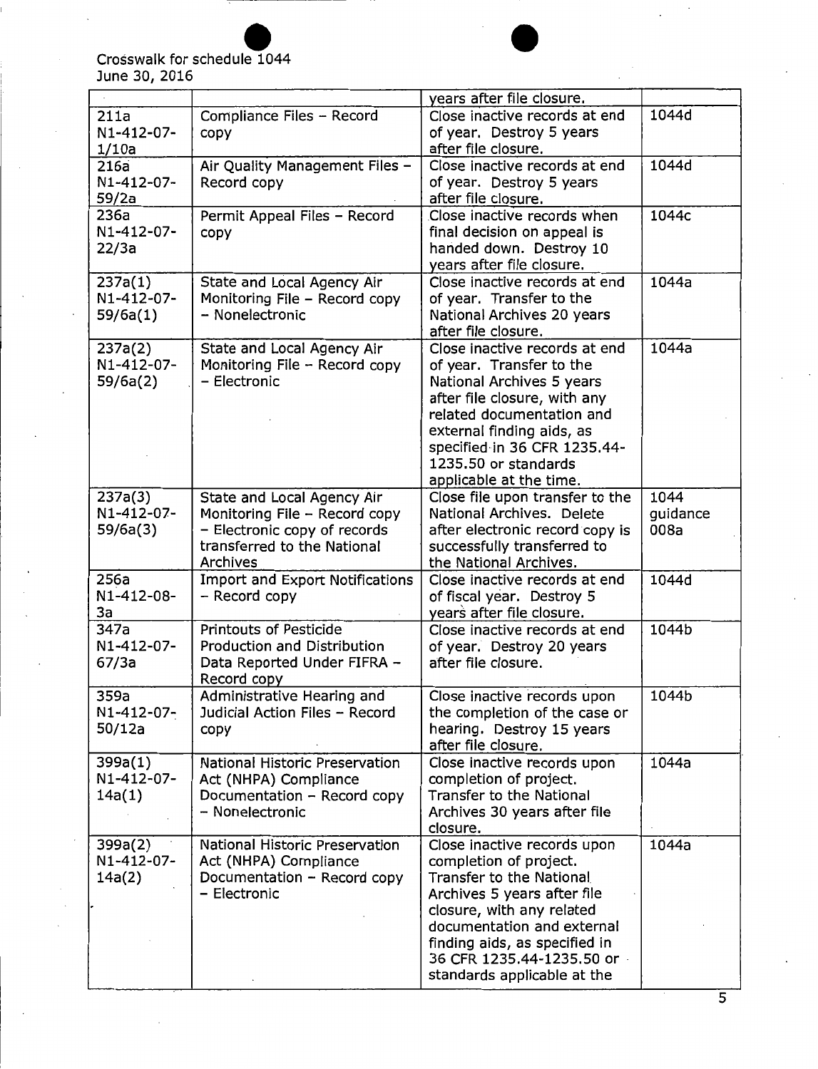Crosswalk for schedule 1044
June 30, 2016

| | | | |
|---|---|---|---|
| | | years after file closure. | |
| 211a N1-412-07-1/10a | Compliance Files – Record copy | Close inactive records at end of year. Destroy 5 years after file closure. | 1044d |
| 216a N1-412-07-59/2a | Air Quality Management Files – Record copy | Close inactive records at end of year. Destroy 5 years after file closure. | 1044d |
| 236a N1-412-07-22/3a | Permit Appeal Files – Record copy | Close inactive records when final decision on appeal is handed down. Destroy 10 years after file closure. | 1044c |
| 237a(1) N1-412-07-59/6a(1) | State and Local Agency Air Monitoring File – Record copy – Nonelectronic | Close inactive records at end of year. Transfer to the National Archives 20 years after file closure. | 1044a |
| 237a(2) N1-412-07-59/6a(2) | State and Local Agency Air Monitoring File – Record copy – Electronic | Close inactive records at end of year. Transfer to the National Archives 5 years after file closure, with any related documentation and external finding aids, as specified in 36 CFR 1235.44-1235.50 or standards applicable at the time. | 1044a |
| 237a(3) N1-412-07-59/6a(3) | State and Local Agency Air Monitoring File – Record copy – Electronic copy of records transferred to the National Archives | Close file upon transfer to the National Archives. Delete after electronic record copy is successfully transferred to the National Archives. | 1044 guidance 008a |
| 256a N1-412-08-3a | Import and Export Notifications – Record copy | Close inactive records at end of fiscal year. Destroy 5 years after file closure. | 1044d |
| 347a N1-412-07-67/3a | Printouts of Pesticide Production and Distribution Data Reported Under FIFRA – Record copy | Close inactive records at end of year. Destroy 20 years after file closure. | 1044b |
| 359a N1-412-07-50/12a | Administrative Hearing and Judicial Action Files – Record copy | Close inactive records upon the completion of the case or hearing. Destroy 15 years after file closure. | 1044b |
| 399a(1) N1-412-07-14a(1) | National Historic Preservation Act (NHPA) Compliance Documentation – Record copy – Nonelectronic | Close inactive records upon completion of project. Transfer to the National Archives 30 years after file closure. | 1044a |
| 399a(2) N1-412-07-14a(2) | National Historic Preservation Act (NHPA) Compliance Documentation – Record copy – Electronic | Close inactive records upon completion of project. Transfer to the National Archives 5 years after file closure, with any related documentation and external finding aids, as specified in 36 CFR 1235.44-1235.50 or standards applicable at the | 1044a |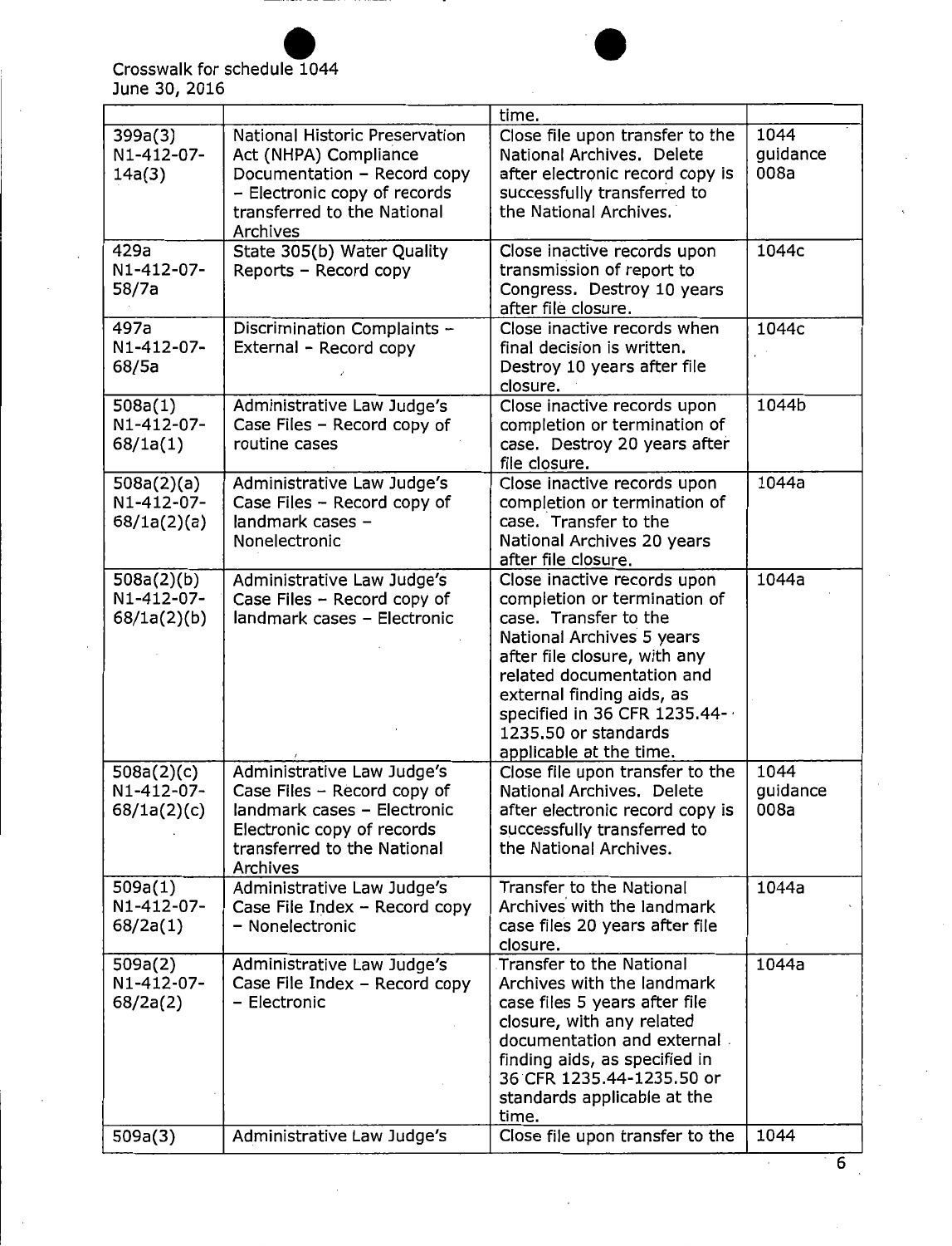| | | time. | |
|---|---|---|---|
| 399a(3) N1-412-07-14a(3) | National Historic Preservation Act (NHPA) Compliance Documentation – Record copy – Electronic copy of records transferred to the National Archives | Close file upon transfer to the National Archives. Delete after electronic record copy is successfully transferred to the National Archives. | 1044 guidance 008a |
| 429a N1-412-07-58/7a | State 305(b) Water Quality Reports – Record copy | Close inactive records upon transmission of report to Congress. Destroy 10 years after file closure. | 1044c |
| 497a N1-412-07-68/5a | Discrimination Complaints – External – Record copy | Close inactive records when final decision is written. Destroy 10 years after file closure. | 1044c |
| 508a(1) N1-412-07-68/1a(1) | Administrative Law Judge's Case Files – Record copy of routine cases | Close inactive records upon completion or termination of case. Destroy 20 years after file closure. | 1044b |
| 508a(2)(a) N1-412-07-68/1a(2)(a) | Administrative Law Judge's Case Files – Record copy of landmark cases – Nonelectronic | Close inactive records upon completion or termination of case. Transfer to the National Archives 20 years after file closure. | 1044a |
| 508a(2)(b) N1-412-07-68/1a(2)(b) | Administrative Law Judge's Case Files – Record copy of landmark cases – Electronic | Close inactive records upon completion or termination of case. Transfer to the National Archives 5 years after file closure, with any related documentation and external finding aids, as specified in 36 CFR 1235.44-1235.50 or standards applicable at the time. | 1044a |
| 508a(2)(c) N1-412-07-68/1a(2)(c) | Administrative Law Judge's Case Files – Record copy of landmark cases – Electronic Electronic copy of records transferred to the National Archives | Close file upon transfer to the National Archives. Delete after electronic record copy is successfully transferred to the National Archives. | 1044 guidance 008a |
| 509a(1) N1-412-07-68/2a(1) | Administrative Law Judge's Case File Index – Record copy – Nonelectronic | Transfer to the National Archives with the landmark case files 20 years after file closure. | 1044a |
| 509a(2) N1-412-07-68/2a(2) | Administrative Law Judge's Case File Index – Record copy – Electronic | Transfer to the National Archives with the landmark case files 5 years after file closure, with any related documentation and external finding aids, as specified in 36 CFR 1235.44-1235.50 or standards applicable at the time. | 1044a |
| 509a(3) | Administrative Law Judge's | Close file upon transfer to the | 1044 |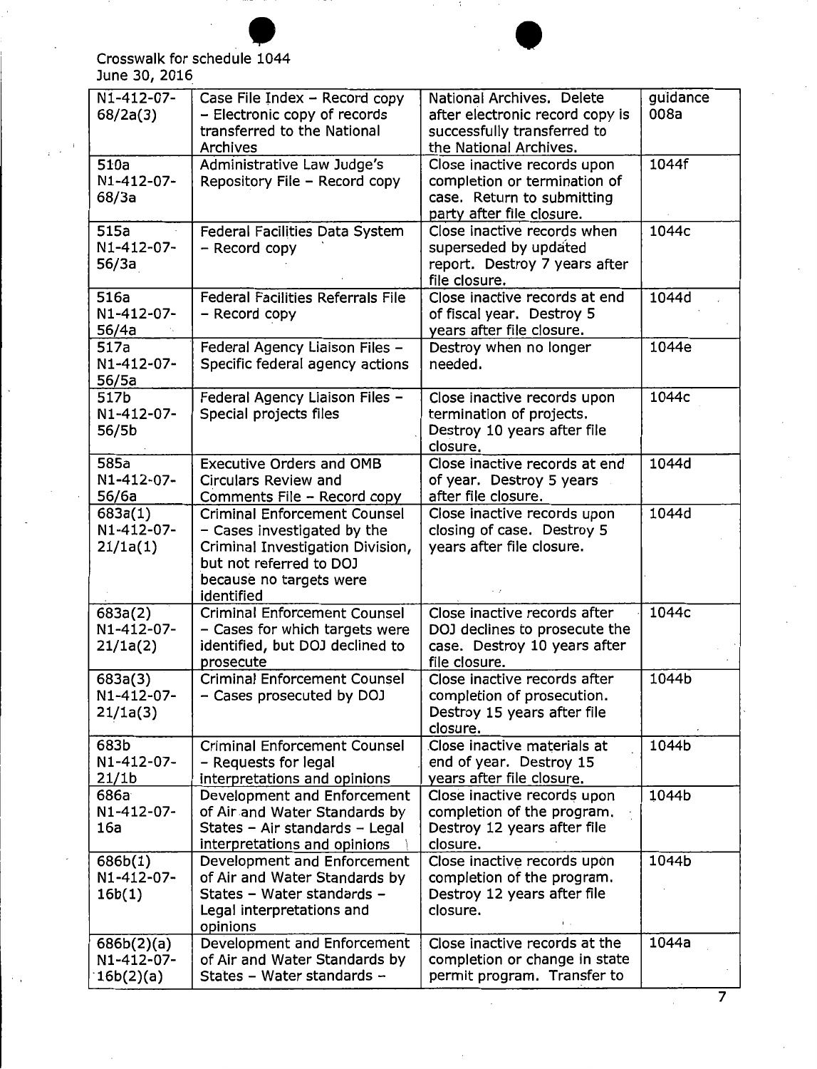Crosswalk for schedule 1044
June 30, 2016

| | | | |
|---|---|---|---|
| N1-412-07-68/2a(3) | Case File Index – Record copy – Electronic copy of records transferred to the National Archives | National Archives. Delete after electronic record copy is successfully transferred to the National Archives. | guidance 008a |
| 510a N1-412-07-68/3a | Administrative Law Judge's Repository File – Record copy | Close inactive records upon completion or termination of case. Return to submitting party after file closure. | 1044f |
| 515a N1-412-07-56/3a | Federal Facilities Data System – Record copy | Close inactive records when superseded by updated report. Destroy 7 years after file closure. | 1044c |
| 516a N1-412-07-56/4a | Federal Facilities Referrals File – Record copy | Close inactive records at end of fiscal year. Destroy 5 years after file closure. | 1044d |
| 517a N1-412-07-56/5a | Federal Agency Liaison Files – Specific federal agency actions | Destroy when no longer needed. | 1044e |
| 517b N1-412-07-56/5b | Federal Agency Liaison Files – Special projects files | Close inactive records upon termination of projects. Destroy 10 years after file closure. | 1044c |
| 585a N1-412-07-56/6a | Executive Orders and OMB Circulars Review and Comments File – Record copy | Close inactive records at end of year. Destroy 5 years after file closure. | 1044d |
| 683a(1) N1-412-07-21/1a(1) | Criminal Enforcement Counsel – Cases investigated by the Criminal Investigation Division, but not referred to DOJ because no targets were identified | Close inactive records upon closing of case. Destroy 5 years after file closure. | 1044d |
| 683a(2) N1-412-07-21/1a(2) | Criminal Enforcement Counsel – Cases for which targets were identified, but DOJ declined to prosecute | Close inactive records after DOJ declines to prosecute the case. Destroy 10 years after file closure. | 1044c |
| 683a(3) N1-412-07-21/1a(3) | Criminal Enforcement Counsel – Cases prosecuted by DOJ | Close inactive records after completion of prosecution. Destroy 15 years after file closure. | 1044b |
| 683b N1-412-07-21/1b | Criminal Enforcement Counsel – Requests for legal interpretations and opinions | Close inactive materials at end of year. Destroy 15 years after file closure. | 1044b |
| 686a N1-412-07-16a | Development and Enforcement of Air and Water Standards by States – Air standards – Legal interpretations and opinions | Close inactive records upon completion of the program. Destroy 12 years after file closure. | 1044b |
| 686b(1) N1-412-07-16b(1) | Development and Enforcement of Air and Water Standards by States – Water standards – Legal interpretations and opinions | Close inactive records upon completion of the program. Destroy 12 years after file closure. | 1044b |
| 686b(2)(a) N1-412-07-16b(2)(a) | Development and Enforcement of Air and Water Standards by States – Water standards – | Close inactive records at the completion or change in state permit program. Transfer to | 1044a |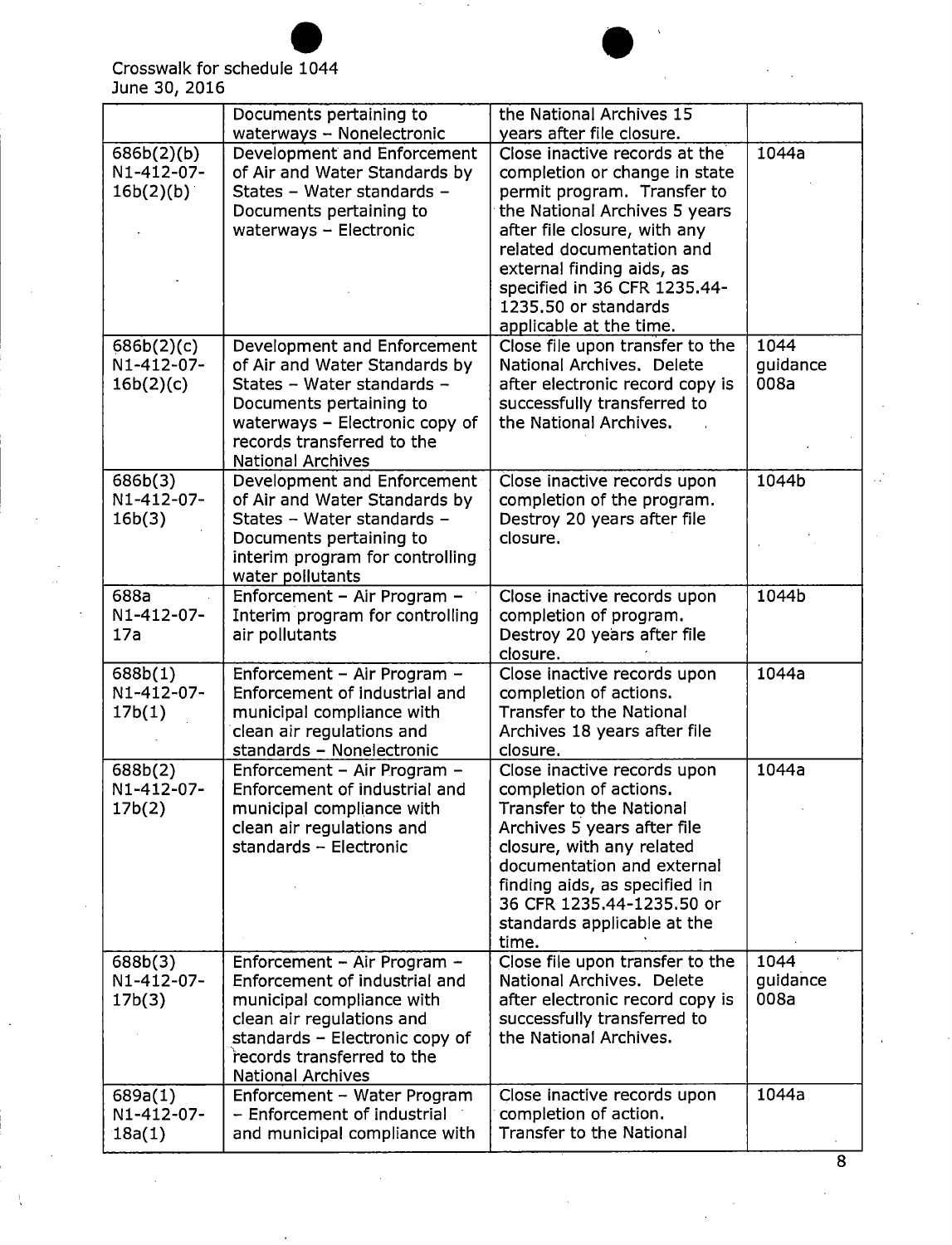Crosswalk for schedule 1044
June 30, 2016

| | | | |
|---|---|---|---|
| | Documents pertaining to waterways – Nonelectronic | the National Archives 15 years after file closure. | |
| 686b(2)(b) N1-412-07-16b(2)(b) | Development and Enforcement of Air and Water Standards by States – Water standards – Documents pertaining to waterways – Electronic | Close inactive records at the completion or change in state permit program. Transfer to the National Archives 5 years after file closure, with any related documentation and external finding aids, as specified in 36 CFR 1235.44-1235.50 or standards applicable at the time. | 1044a |
| 686b(2)(c) N1-412-07-16b(2)(c) | Development and Enforcement of Air and Water Standards by States – Water standards – Documents pertaining to waterways – Electronic copy of records transferred to the National Archives | Close file upon transfer to the National Archives. Delete after electronic record copy is successfully transferred to the National Archives. | 1044 guidance 008a |
| 686b(3) N1-412-07-16b(3) | Development and Enforcement of Air and Water Standards by States – Water standards – Documents pertaining to interim program for controlling water pollutants | Close inactive records upon completion of the program. Destroy 20 years after file closure. | 1044b |
| 688a N1-412-07-17a | Enforcement – Air Program – Interim program for controlling air pollutants | Close inactive records upon completion of program. Destroy 20 years after file closure. | 1044b |
| 688b(1) N1-412-07-17b(1) | Enforcement – Air Program – Enforcement of industrial and municipal compliance with clean air regulations and standards – Nonelectronic | Close inactive records upon completion of actions. Transfer to the National Archives 18 years after file closure. | 1044a |
| 688b(2) N1-412-07-17b(2) | Enforcement – Air Program – Enforcement of industrial and municipal compliance with clean air regulations and standards – Electronic | Close inactive records upon completion of actions. Transfer to the National Archives 5 years after file closure, with any related documentation and external finding aids, as specified in 36 CFR 1235.44-1235.50 or standards applicable at the time. | 1044a |
| 688b(3) N1-412-07-17b(3) | Enforcement – Air Program – Enforcement of industrial and municipal compliance with clean air regulations and standards – Electronic copy of records transferred to the National Archives | Close file upon transfer to the National Archives. Delete after electronic record copy is successfully transferred to the National Archives. | 1044 guidance 008a |
| 689a(1) N1-412-07-18a(1) | Enforcement – Water Program – Enforcement of industrial and municipal compliance with | Close inactive records upon completion of action. Transfer to the National | 1044a |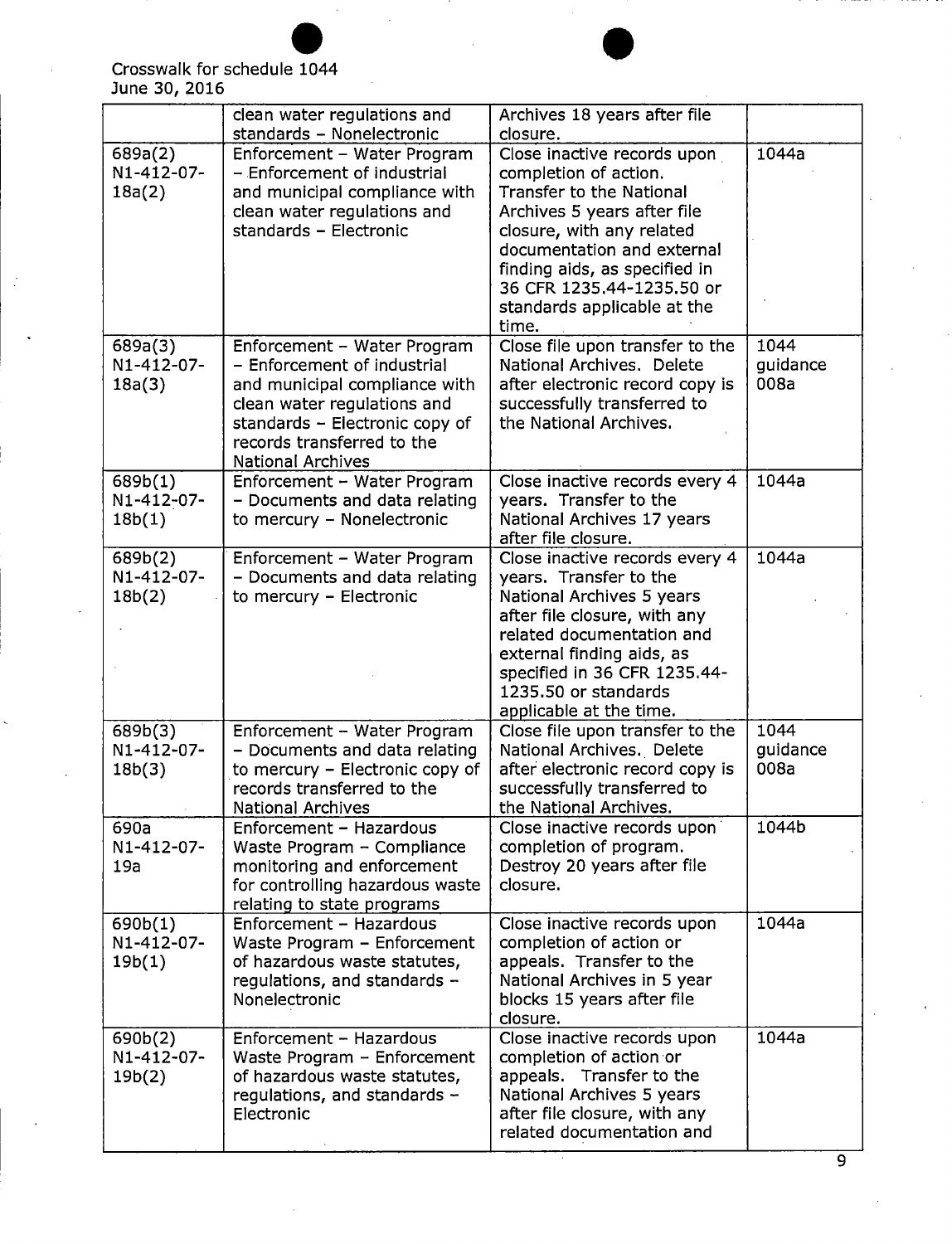Crosswalk for schedule 1044
June 30, 2016

| | | | |
|---|---|---|---|
| | clean water regulations and standards – Nonelectronic | Archives 18 years after file closure. | |
| 689a(2) N1-412-07-18a(2) | Enforcement – Water Program – Enforcement of industrial and municipal compliance with clean water regulations and standards – Electronic | Close inactive records upon completion of action. Transfer to the National Archives 5 years after file closure, with any related documentation and external finding aids, as specified in 36 CFR 1235.44-1235.50 or standards applicable at the time. | 1044a |
| 689a(3) N1-412-07-18a(3) | Enforcement – Water Program – Enforcement of industrial and municipal compliance with clean water regulations and standards – Electronic copy of records transferred to the National Archives | Close file upon transfer to the National Archives. Delete after electronic record copy is successfully transferred to the National Archives. | 1044 guidance 008a |
| 689b(1) N1-412-07-18b(1) | Enforcement – Water Program – Documents and data relating to mercury – Nonelectronic | Close inactive records every 4 years. Transfer to the National Archives 17 years after file closure. | 1044a |
| 689b(2) N1-412-07-18b(2) | Enforcement – Water Program – Documents and data relating to mercury – Electronic | Close inactive records every 4 years. Transfer to the National Archives 5 years after file closure, with any related documentation and external finding aids, as specified in 36 CFR 1235.44-1235.50 or standards applicable at the time. | 1044a |
| 689b(3) N1-412-07-18b(3) | Enforcement – Water Program – Documents and data relating to mercury – Electronic copy of records transferred to the National Archives | Close file upon transfer to the National Archives. Delete after electronic record copy is successfully transferred to the National Archives. | 1044 guidance 008a |
| 690a N1-412-07-19a | Enforcement – Hazardous Waste Program – Compliance monitoring and enforcement for controlling hazardous waste relating to state programs | Close inactive records upon completion of program. Destroy 20 years after file closure. | 1044b |
| 690b(1) N1-412-07-19b(1) | Enforcement – Hazardous Waste Program – Enforcement of hazardous waste statutes, regulations, and standards – Nonelectronic | Close inactive records upon completion of action or appeals. Transfer to the National Archives in 5 year blocks 15 years after file closure. | 1044a |
| 690b(2) N1-412-07-19b(2) | Enforcement – Hazardous Waste Program – Enforcement of hazardous waste statutes, regulations, and standards – Electronic | Close inactive records upon completion of action or appeals. Transfer to the National Archives 5 years after file closure, with any related documentation and | 1044a |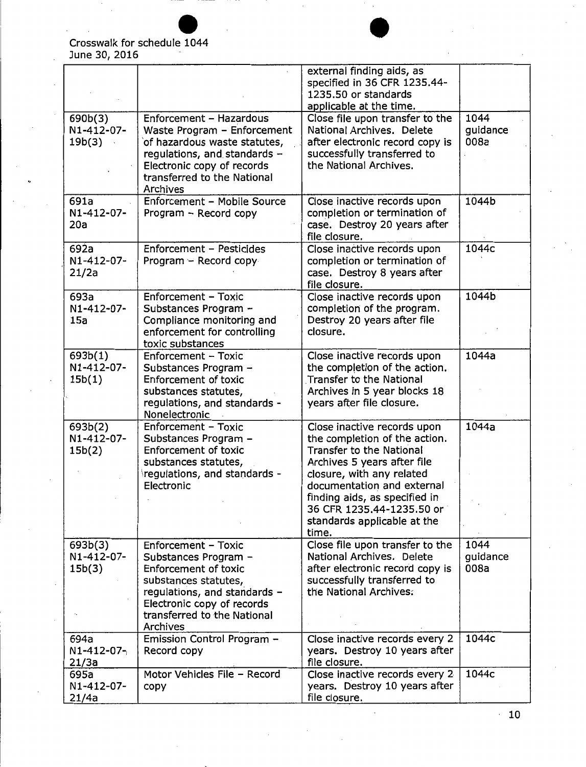Crosswalk for schedule 1044
June 30, 2016

| | | | |
|---|---|---|---|
| | | external finding aids, as specified in 36 CFR 1235.44-1235.50 or standards applicable at the time. | |
| 690b(3) N1-412-07-19b(3) | Enforcement – Hazardous Waste Program – Enforcement of hazardous waste statutes, regulations, and standards – Electronic copy of records transferred to the National Archives | Close file upon transfer to the National Archives. Delete after electronic record copy is successfully transferred to the National Archives. | 1044 guidance 008a |
| 691a N1-412-07-20a | Enforcement – Mobile Source Program – Record copy | Close inactive records upon completion or termination of case. Destroy 20 years after file closure. | 1044b |
| 692a N1-412-07-21/2a | Enforcement – Pesticides Program – Record copy | Close inactive records upon completion or termination of case. Destroy 8 years after file closure. | 1044c |
| 693a N1-412-07-15a | Enforcement – Toxic Substances Program – Compliance monitoring and enforcement for controlling toxic substances | Close inactive records upon completion of the program. Destroy 20 years after file closure. | 1044b |
| 693b(1) N1-412-07-15b(1) | Enforcement – Toxic Substances Program – Enforcement of toxic substances statutes, regulations, and standards - Nonelectronic | Close inactive records upon the completion of the action. Transfer to the National Archives in 5 year blocks 18 years after file closure. | 1044a |
| 693b(2) N1-412-07-15b(2) | Enforcement – Toxic Substances Program – Enforcement of toxic substances statutes, regulations, and standards - Electronic | Close inactive records upon the completion of the action. Transfer to the National Archives 5 years after file closure, with any related documentation and external finding aids, as specified in 36 CFR 1235.44-1235.50 or standards applicable at the time. | 1044a |
| 693b(3) N1-412-07-15b(3) | Enforcement – Toxic Substances Program – Enforcement of toxic substances statutes, regulations, and standards – Electronic copy of records transferred to the National Archives | Close file upon transfer to the National Archives. Delete after electronic record copy is successfully transferred to the National Archives. | 1044 guidance 008a |
| 694a N1-412-07-21/3a | Emission Control Program – Record copy | Close inactive records every 2 years. Destroy 10 years after file closure. | 1044c |
| 695a N1-412-07-21/4a | Motor Vehicles File – Record copy | Close inactive records every 2 years. Destroy 10 years after file closure. | 1044c |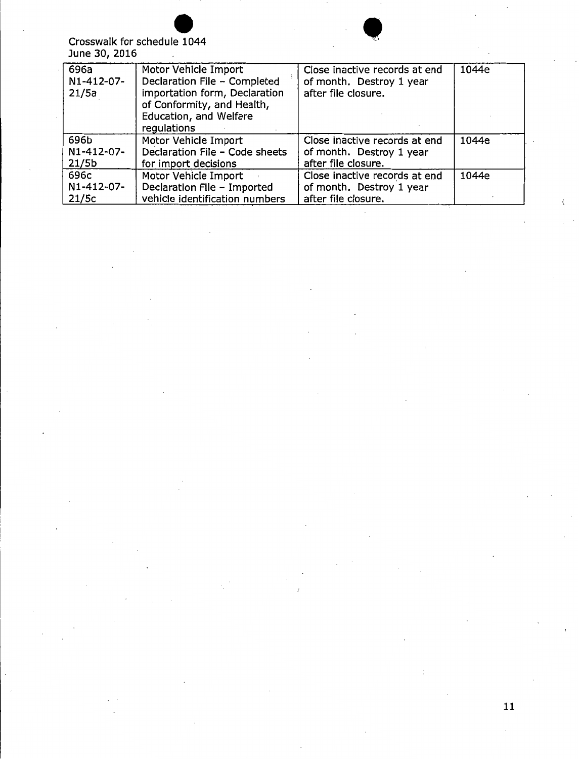Crosswalk for schedule 1044
June 30, 2016

| | | | |
|---|---|---|---|
| 696a N1-412-07-21/5a | Motor Vehicle Import Declaration File – Completed importation form, Declaration of Conformity, and Health, Education, and Welfare regulations | Close inactive records at end of month. Destroy 1 year after file closure. | 1044e |
| 696b N1-412-07-21/5b | Motor Vehicle Import Declaration File - Code sheets for import decisions | Close inactive records at end of month. Destroy 1 year after file closure. | 1044e |
| 696c N1-412-07-21/5c | Motor Vehicle Import Declaration File – Imported vehicle identification numbers | Close inactive records at end of month. Destroy 1 year after file closure. | 1044e |